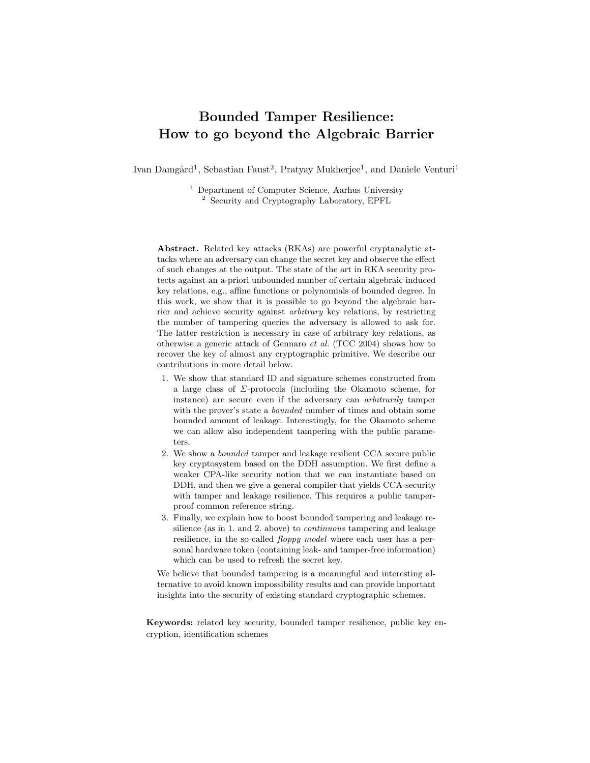# Bounded Tamper Resilience: How to go beyond the Algebraic Barrier

Ivan Damgård[1], Sebastian Faust[2], Pratyay Mukherjee[1], and Daniele Venturi[1]

[1] Department of Computer Science, Aarhus University
[2] Security and Cryptography Laboratory, EPFL

**Abstract.** Related key attacks (RKAs) are powerful cryptanalytic attacks where an adversary can change the secret key and observe the effect of such changes at the output. The state of the art in RKA security protects against an a-priori unbounded number of certain algebraic induced key relations, e.g., affine functions or polynomials of bounded degree. In this work, we show that it is possible to go beyond the algebraic barrier and achieve security against *arbitrary* key relations, by restricting the number of tampering queries the adversary is allowed to ask for. The latter restriction is necessary in case of arbitrary key relations, as otherwise a generic attack of Gennaro *et al.* (TCC 2004) shows how to recover the key of almost any cryptographic primitive. We describe our contributions in more detail below.

1. We show that standard ID and signature schemes constructed from a large class of $\Sigma$-protocols (including the Okamoto scheme, for instance) are secure even if the adversary can *arbitrarily* tamper with the prover's state a *bounded* number of times and obtain some bounded amount of leakage. Interestingly, for the Okamoto scheme we can allow also independent tampering with the public parameters.
2. We show a *bounded* tamper and leakage resilient CCA secure public key cryptosystem based on the DDH assumption. We first define a weaker CPA-like security notion that we can instantiate based on DDH, and then we give a general compiler that yields CCA-security with tamper and leakage resilience. This requires a public tamper-proof common reference string.
3. Finally, we explain how to boost bounded tampering and leakage resilience (as in 1. and 2. above) to *continuous* tampering and leakage resilience, in the so-called *floppy model* where each user has a personal hardware token (containing leak- and tamper-free information) which can be used to refresh the secret key.

We believe that bounded tampering is a meaningful and interesting alternative to avoid known impossibility results and can provide important insights into the security of existing standard cryptographic schemes.

**Keywords:** related key security, bounded tamper resilience, public key encryption, identification schemes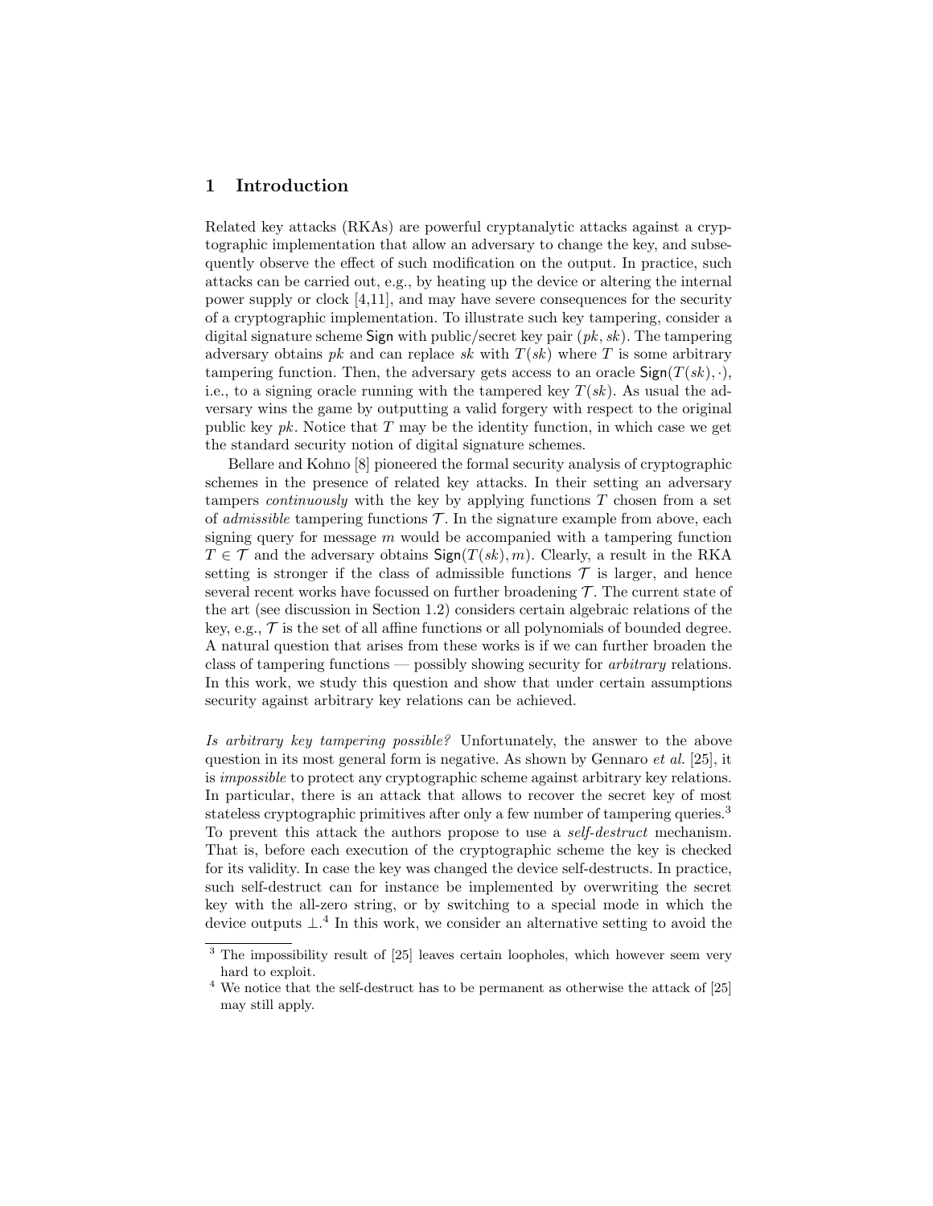## 1 Introduction

Related key attacks (RKAs) are powerful cryptanalytic attacks against a cryptographic implementation that allow an adversary to change the key, and subsequently observe the effect of such modification on the output. In practice, such attacks can be carried out, e.g., by heating up the device or altering the internal power supply or clock [4,11], and may have severe consequences for the security of a cryptographic implementation. To illustrate such key tampering, consider a digital signature scheme $\mathsf{Sign}$ with public/secret key pair $(pk, sk)$. The tampering adversary obtains $pk$ and can replace $sk$ with $T(sk)$ where $T$ is some arbitrary tampering function. Then, the adversary gets access to an oracle $\mathsf{Sign}(T(sk), \cdot)$, i.e., to a signing oracle running with the tampered key $T(sk)$. As usual the adversary wins the game by outputting a valid forgery with respect to the original public key $pk$. Notice that $T$ may be the identity function, in which case we get the standard security notion of digital signature schemes.

Bellare and Kohno [8] pioneered the formal security analysis of cryptographic schemes in the presence of related key attacks. In their setting an adversary tampers *continuously* with the key by applying functions $T$ chosen from a set of *admissible* tampering functions $\mathcal{T}$. In the signature example from above, each signing query for message $m$ would be accompanied with a tampering function $T \in \mathcal{T}$ and the adversary obtains $\mathsf{Sign}(T(sk), m)$. Clearly, a result in the RKA setting is stronger if the class of admissible functions $\mathcal{T}$ is larger, and hence several recent works have focussed on further broadening $\mathcal{T}$. The current state of the art (see discussion in Section 1.2) considers certain algebraic relations of the key, e.g., $\mathcal{T}$ is the set of all affine functions or all polynomials of bounded degree. A natural question that arises from these works is if we can further broaden the class of tampering functions — possibly showing security for *arbitrary* relations. In this work, we study this question and show that under certain assumptions security against arbitrary key relations can be achieved.

*Is arbitrary key tampering possible?* Unfortunately, the answer to the above question in its most general form is negative. As shown by Gennaro *et al.* [25], it is *impossible* to protect any cryptographic scheme against arbitrary key relations. In particular, there is an attack that allows to recover the secret key of most stateless cryptographic primitives after only a few number of tampering queries.[3] To prevent this attack the authors propose to use a *self-destruct* mechanism. That is, before each execution of the cryptographic scheme the key is checked for its validity. In case the key was changed the device self-destructs. In practice, such self-destruct can for instance be implemented by overwriting the secret key with the all-zero string, or by switching to a special mode in which the device outputs $\perp$.[4] In this work, we consider an alternative setting to avoid the

[3] The impossibility result of [25] leaves certain loopholes, which however seem very hard to exploit.

[4] We notice that the self-destruct has to be permanent as otherwise the attack of [25] may still apply.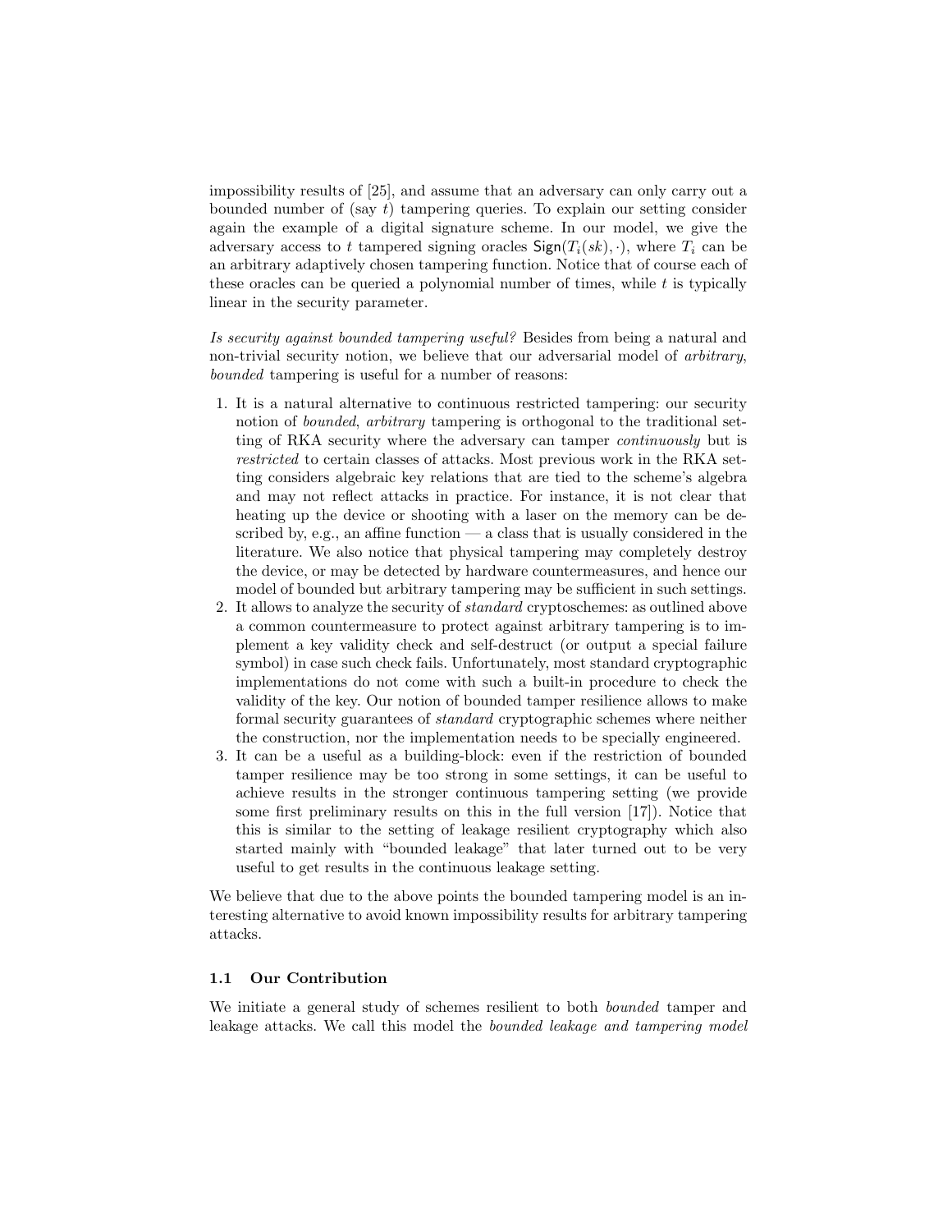impossibility results of [25], and assume that an adversary can only carry out a bounded number of (say $t$) tampering queries. To explain our setting consider again the example of a digital signature scheme. In our model, we give the adversary access to $t$ tampered signing oracles $\mathsf{Sign}(T_i(sk), \cdot)$, where $T_i$ can be an arbitrary adaptively chosen tampering function. Notice that of course each of these oracles can be queried a polynomial number of times, while $t$ is typically linear in the security parameter.

*Is security against bounded tampering useful?* Besides from being a natural and non-trivial security notion, we believe that our adversarial model of *arbitrary*, *bounded* tampering is useful for a number of reasons:

1. It is a natural alternative to continuous restricted tampering: our security notion of *bounded*, *arbitrary* tampering is orthogonal to the traditional setting of RKA security where the adversary can tamper *continuously* but is *restricted* to certain classes of attacks. Most previous work in the RKA setting considers algebraic key relations that are tied to the scheme's algebra and may not reflect attacks in practice. For instance, it is not clear that heating up the device or shooting with a laser on the memory can be described by, e.g., an affine function — a class that is usually considered in the literature. We also notice that physical tampering may completely destroy the device, or may be detected by hardware countermeasures, and hence our model of bounded but arbitrary tampering may be sufficient in such settings.
2. It allows to analyze the security of *standard* cryptoschemes: as outlined above a common countermeasure to protect against arbitrary tampering is to implement a key validity check and self-destruct (or output a special failure symbol) in case such check fails. Unfortunately, most standard cryptographic implementations do not come with such a built-in procedure to check the validity of the key. Our notion of bounded tamper resilience allows to make formal security guarantees of *standard* cryptographic schemes where neither the construction, nor the implementation needs to be specially engineered.
3. It can be a useful as a building-block: even if the restriction of bounded tamper resilience may be too strong in some settings, it can be useful to achieve results in the stronger continuous tampering setting (we provide some first preliminary results on this in the full version [17]). Notice that this is similar to the setting of leakage resilient cryptography which also started mainly with "bounded leakage" that later turned out to be very useful to get results in the continuous leakage setting.

We believe that due to the above points the bounded tampering model is an interesting alternative to avoid known impossibility results for arbitrary tampering attacks.

### 1.1 Our Contribution

We initiate a general study of schemes resilient to both *bounded* tamper and leakage attacks. We call this model the *bounded leakage and tampering model*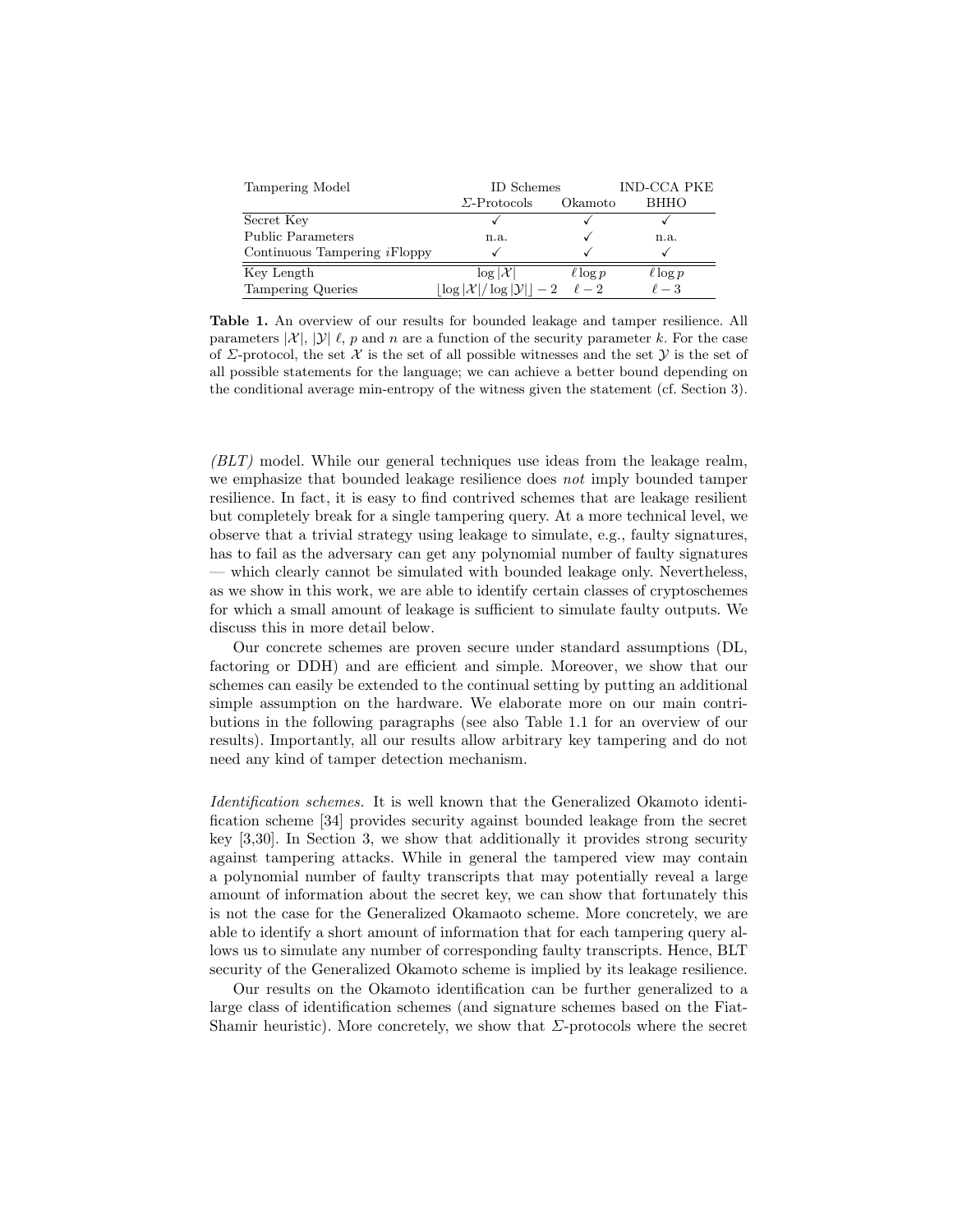| Tampering Model | ID Schemes | | IND-CCA PKE |
|---|---|---|---|
| | $\Sigma$-Protocols | Okamoto | BHHO |
| Secret Key | ✓ | ✓ | ✓ |
| Public Parameters | n.a. | ✓ | n.a. |
| Continuous Tampering *i*Floppy | ✓ | ✓ | ✓ |
| Key Length | $\log \lvert\mathcal{X}\rvert$ | $\ell \log p$ | $\ell \log p$ |
| Tampering Queries | $\lfloor \log \lvert\mathcal{X}\rvert / \log \lvert\mathcal{Y}\rvert \rfloor - 2$ | $\ell - 2$ | $\ell - 3$ |

**Table 1.** An overview of our results for bounded leakage and tamper resilience. All parameters $|\mathcal{X}|$, $|\mathcal{Y}|$ $\ell$, $p$ and $n$ are a function of the security parameter $k$. For the case of $\Sigma$-protocol, the set $\mathcal{X}$ is the set of all possible witnesses and the set $\mathcal{Y}$ is the set of all possible statements for the language; we can achieve a better bound depending on the conditional average min-entropy of the witness given the statement (cf. Section 3).

*(BLT)* model. While our general techniques use ideas from the leakage realm, we emphasize that bounded leakage resilience does *not* imply bounded tamper resilience. In fact, it is easy to find contrived schemes that are leakage resilient but completely break for a single tampering query. At a more technical level, we observe that a trivial strategy using leakage to simulate, e.g., faulty signatures, has to fail as the adversary can get any polynomial number of faulty signatures — which clearly cannot be simulated with bounded leakage only. Nevertheless, as we show in this work, we are able to identify certain classes of cryptoschemes for which a small amount of leakage is sufficient to simulate faulty outputs. We discuss this in more detail below.

Our concrete schemes are proven secure under standard assumptions (DL, factoring or DDH) and are efficient and simple. Moreover, we show that our schemes can easily be extended to the continual setting by putting an additional simple assumption on the hardware. We elaborate more on our main contributions in the following paragraphs (see also Table 1.1 for an overview of our results). Importantly, all our results allow arbitrary key tampering and do not need any kind of tamper detection mechanism.

*Identification schemes.* It is well known that the Generalized Okamoto identification scheme [34] provides security against bounded leakage from the secret key [3,30]. In Section 3, we show that additionally it provides strong security against tampering attacks. While in general the tampered view may contain a polynomial number of faulty transcripts that may potentially reveal a large amount of information about the secret key, we can show that fortunately this is not the case for the Generalized Okamaoto scheme. More concretely, we are able to identify a short amount of information that for each tampering query allows us to simulate any number of corresponding faulty transcripts. Hence, BLT security of the Generalized Okamoto scheme is implied by its leakage resilience.

Our results on the Okamoto identification can be further generalized to a large class of identification schemes (and signature schemes based on the Fiat-Shamir heuristic). More concretely, we show that $\Sigma$-protocols where the secret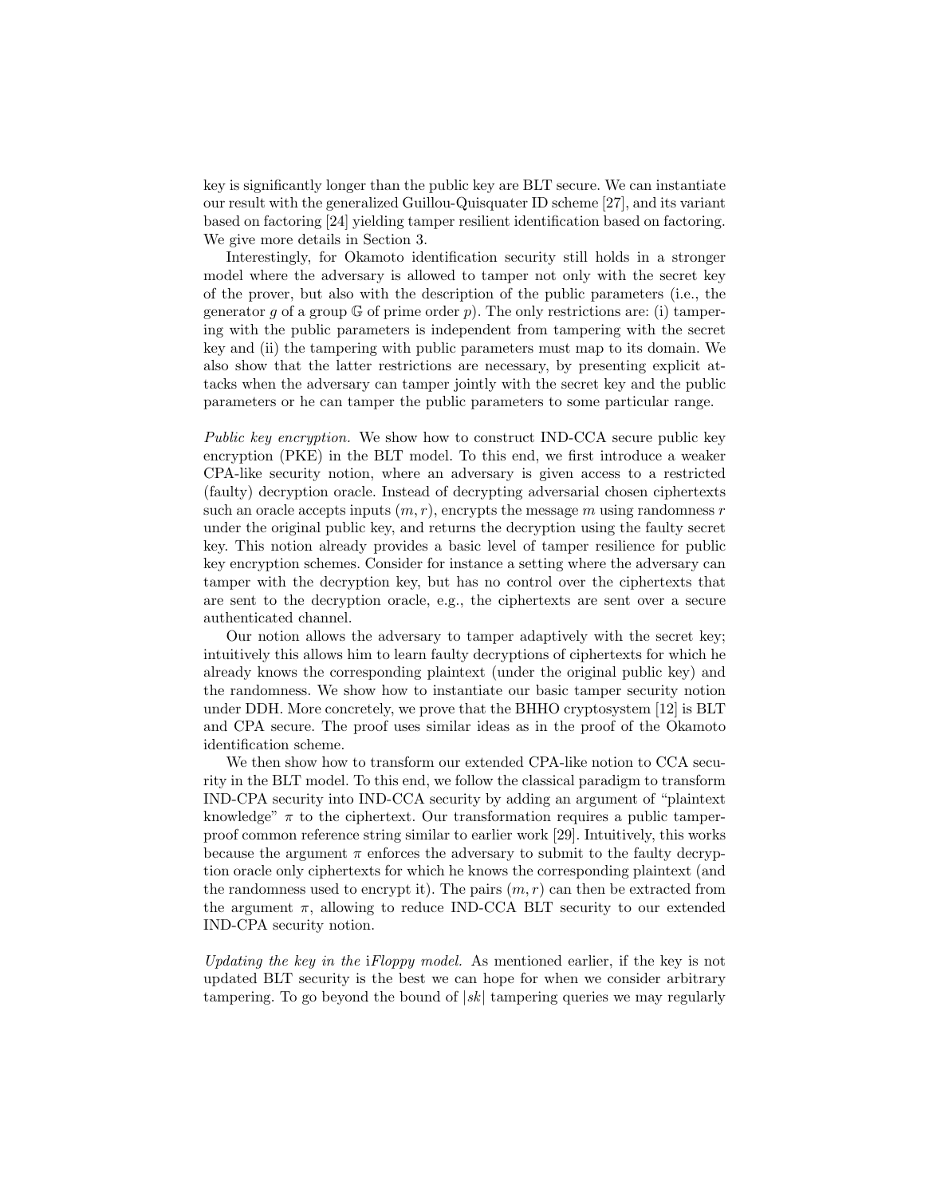key is significantly longer than the public key are BLT secure. We can instantiate our result with the generalized Guillou-Quisquater ID scheme [27], and its variant based on factoring [24] yielding tamper resilient identification based on factoring. We give more details in Section 3.

Interestingly, for Okamoto identification security still holds in a stronger model where the adversary is allowed to tamper not only with the secret key of the prover, but also with the description of the public parameters (i.e., the generator $g$ of a group $\mathbb{G}$ of prime order $p$). The only restrictions are: (i) tampering with the public parameters is independent from tampering with the secret key and (ii) the tampering with public parameters must map to its domain. We also show that the latter restrictions are necessary, by presenting explicit attacks when the adversary can tamper jointly with the secret key and the public parameters or he can tamper the public parameters to some particular range.

*Public key encryption.* We show how to construct IND-CCA secure public key encryption (PKE) in the BLT model. To this end, we first introduce a weaker CPA-like security notion, where an adversary is given access to a restricted (faulty) decryption oracle. Instead of decrypting adversarial chosen ciphertexts such an oracle accepts inputs $(m, r)$, encrypts the message $m$ using randomness $r$ under the original public key, and returns the decryption using the faulty secret key. This notion already provides a basic level of tamper resilience for public key encryption schemes. Consider for instance a setting where the adversary can tamper with the decryption key, but has no control over the ciphertexts that are sent to the decryption oracle, e.g., the ciphertexts are sent over a secure authenticated channel.

Our notion allows the adversary to tamper adaptively with the secret key; intuitively this allows him to learn faulty decryptions of ciphertexts for which he already knows the corresponding plaintext (under the original public key) and the randomness. We show how to instantiate our basic tamper security notion under DDH. More concretely, we prove that the BHHO cryptosystem [12] is BLT and CPA secure. The proof uses similar ideas as in the proof of the Okamoto identification scheme.

We then show how to transform our extended CPA-like notion to CCA security in the BLT model. To this end, we follow the classical paradigm to transform IND-CPA security into IND-CCA security by adding an argument of "plaintext knowledge" $\pi$ to the ciphertext. Our transformation requires a public tamper-proof common reference string similar to earlier work [29]. Intuitively, this works because the argument $\pi$ enforces the adversary to submit to the faulty decryption oracle only ciphertexts for which he knows the corresponding plaintext (and the randomness used to encrypt it). The pairs $(m, r)$ can then be extracted from the argument $\pi$, allowing to reduce IND-CCA BLT security to our extended IND-CPA security notion.

*Updating the key in the iFloppy model.* As mentioned earlier, if the key is not updated BLT security is the best we can hope for when we consider arbitrary tampering. To go beyond the bound of $|sk|$ tampering queries we may regularly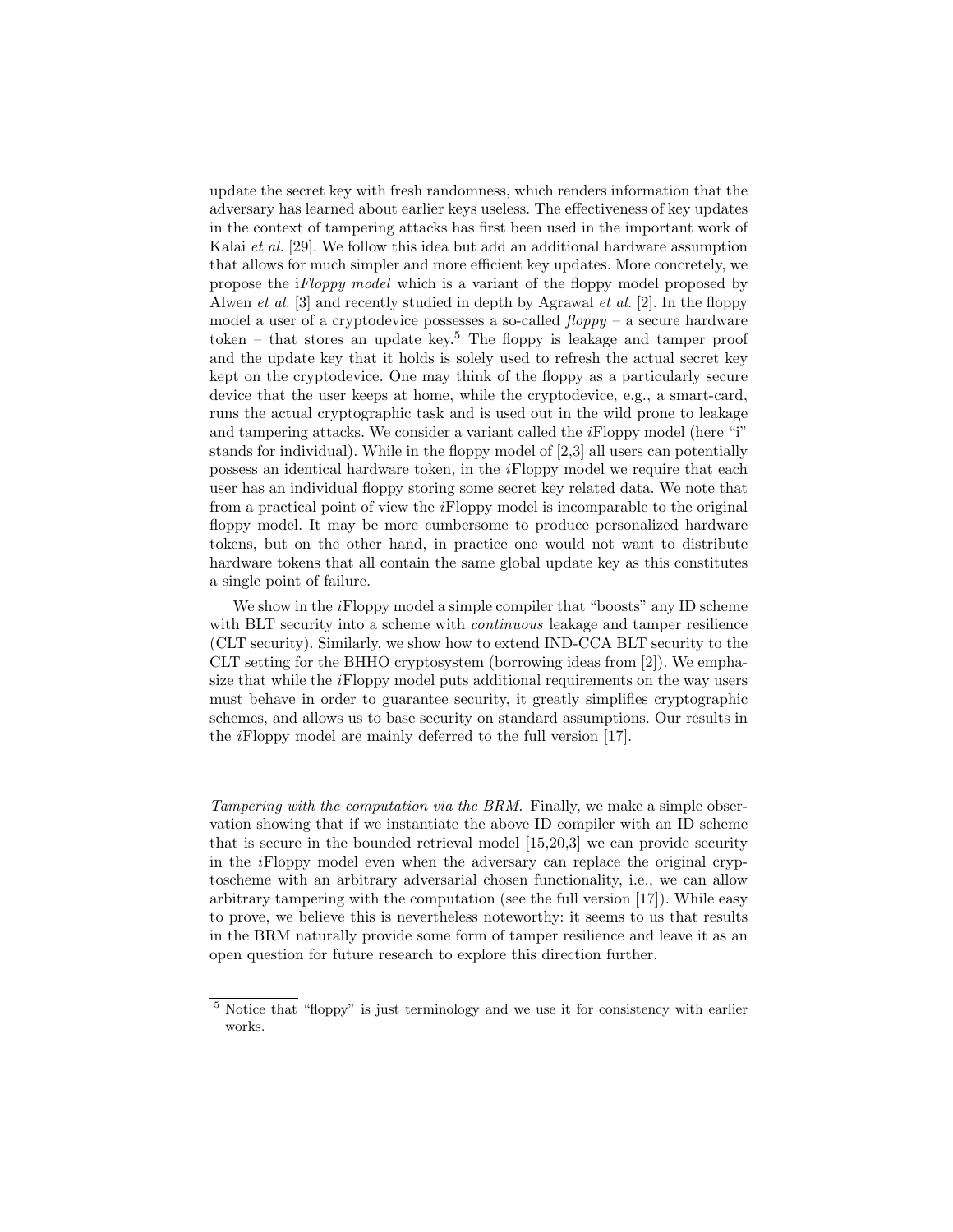update the secret key with fresh randomness, which renders information that the adversary has learned about earlier keys useless. The effectiveness of key updates in the context of tampering attacks has first been used in the important work of Kalai *et al.* [29]. We follow this idea but add an additional hardware assumption that allows for much simpler and more efficient key updates. More concretely, we propose the i*Floppy model* which is a variant of the floppy model proposed by Alwen *et al.* [3] and recently studied in depth by Agrawal *et al.* [2]. In the floppy model a user of a cryptodevice possesses a so-called *floppy* – a secure hardware token – that stores an update key.[5] The floppy is leakage and tamper proof and the update key that it holds is solely used to refresh the actual secret key kept on the cryptodevice. One may think of the floppy as a particularly secure device that the user keeps at home, while the cryptodevice, e.g., a smart-card, runs the actual cryptographic task and is used out in the wild prone to leakage and tampering attacks. We consider a variant called the *i*Floppy model (here "i" stands for individual). While in the floppy model of [2,3] all users can potentially possess an identical hardware token, in the *i*Floppy model we require that each user has an individual floppy storing some secret key related data. We note that from a practical point of view the *i*Floppy model is incomparable to the original floppy model. It may be more cumbersome to produce personalized hardware tokens, but on the other hand, in practice one would not want to distribute hardware tokens that all contain the same global update key as this constitutes a single point of failure.

We show in the *i*Floppy model a simple compiler that "boosts" any ID scheme with BLT security into a scheme with *continuous* leakage and tamper resilience (CLT security). Similarly, we show how to extend IND-CCA BLT security to the CLT setting for the BHHO cryptosystem (borrowing ideas from [2]). We emphasize that while the *i*Floppy model puts additional requirements on the way users must behave in order to guarantee security, it greatly simplifies cryptographic schemes, and allows us to base security on standard assumptions. Our results in the *i*Floppy model are mainly deferred to the full version [17].

*Tampering with the computation via the BRM.* Finally, we make a simple observation showing that if we instantiate the above ID compiler with an ID scheme that is secure in the bounded retrieval model [15,20,3] we can provide security in the *i*Floppy model even when the adversary can replace the original cryptoscheme with an arbitrary adversarial chosen functionality, i.e., we can allow arbitrary tampering with the computation (see the full version [17]). While easy to prove, we believe this is nevertheless noteworthy: it seems to us that results in the BRM naturally provide some form of tamper resilience and leave it as an open question for future research to explore this direction further.

[5] Notice that "floppy" is just terminology and we use it for consistency with earlier works.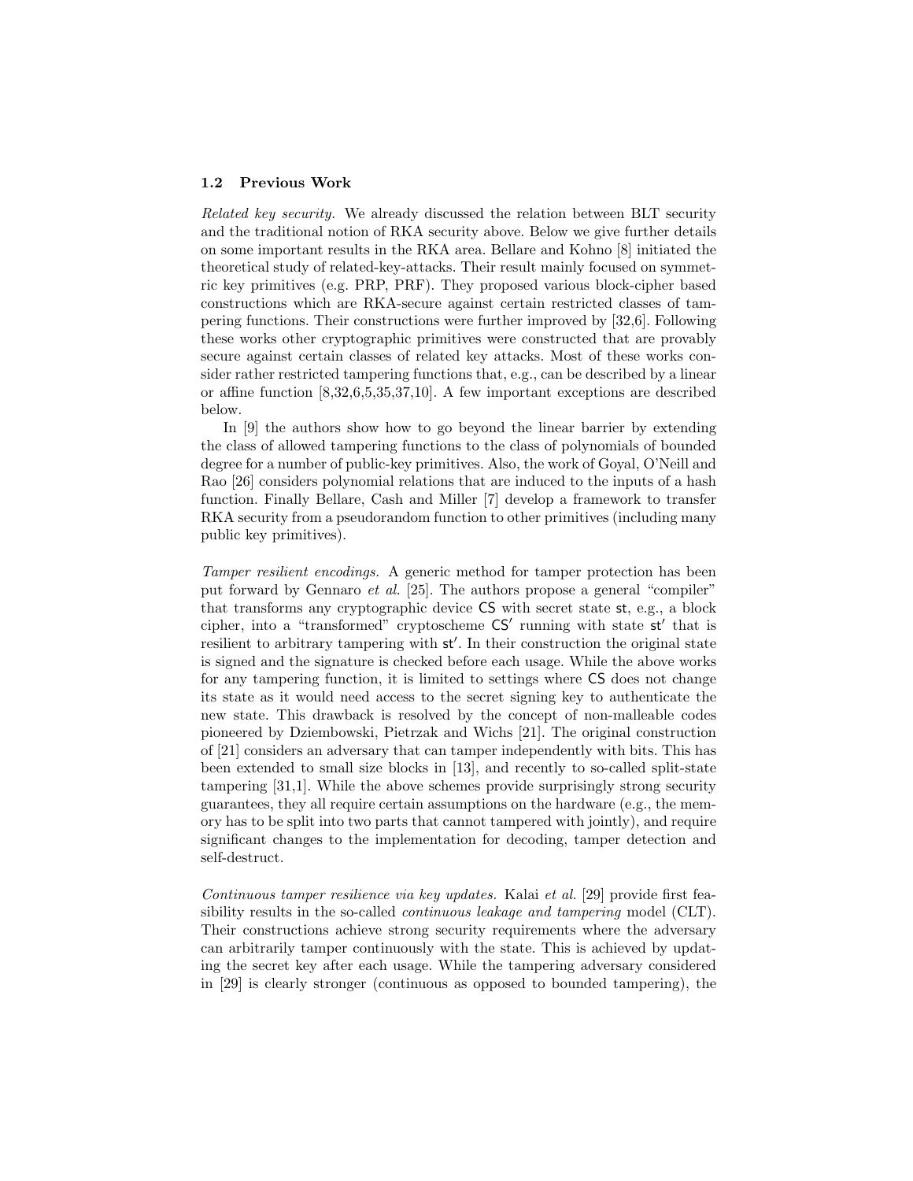### 1.2 Previous Work

*Related key security.* We already discussed the relation between BLT security and the traditional notion of RKA security above. Below we give further details on some important results in the RKA area. Bellare and Kohno [8] initiated the theoretical study of related-key-attacks. Their result mainly focused on symmetric key primitives (e.g. PRP, PRF). They proposed various block-cipher based constructions which are RKA-secure against certain restricted classes of tampering functions. Their constructions were further improved by [32,6]. Following these works other cryptographic primitives were constructed that are provably secure against certain classes of related key attacks. Most of these works consider rather restricted tampering functions that, e.g., can be described by a linear or affine function [8,32,6,5,35,37,10]. A few important exceptions are described below.

In [9] the authors show how to go beyond the linear barrier by extending the class of allowed tampering functions to the class of polynomials of bounded degree for a number of public-key primitives. Also, the work of Goyal, O'Neill and Rao [26] considers polynomial relations that are induced to the inputs of a hash function. Finally Bellare, Cash and Miller [7] develop a framework to transfer RKA security from a pseudorandom function to other primitives (including many public key primitives).

*Tamper resilient encodings.* A generic method for tamper protection has been put forward by Gennaro *et al.* [25]. The authors propose a general "compiler" that transforms any cryptographic device $\mathsf{CS}$ with secret state $\mathsf{st}$, e.g., a block cipher, into a "transformed" cryptoscheme $\mathsf{CS}'$ running with state $\mathsf{st}'$ that is resilient to arbitrary tampering with $\mathsf{st}'$. In their construction the original state is signed and the signature is checked before each usage. While the above works for any tampering function, it is limited to settings where $\mathsf{CS}$ does not change its state as it would need access to the secret signing key to authenticate the new state. This drawback is resolved by the concept of non-malleable codes pioneered by Dziembowski, Pietrzak and Wichs [21]. The original construction of [21] considers an adversary that can tamper independently with bits. This has been extended to small size blocks in [13], and recently to so-called split-state tampering [31,1]. While the above schemes provide surprisingly strong security guarantees, they all require certain assumptions on the hardware (e.g., the memory has to be split into two parts that cannot tampered with jointly), and require significant changes to the implementation for decoding, tamper detection and self-destruct.

*Continuous tamper resilience via key updates.* Kalai *et al.* [29] provide first feasibility results in the so-called *continuous leakage and tampering* model (CLT). Their constructions achieve strong security requirements where the adversary can arbitrarily tamper continuously with the state. This is achieved by updating the secret key after each usage. While the tampering adversary considered in [29] is clearly stronger (continuous as opposed to bounded tampering), the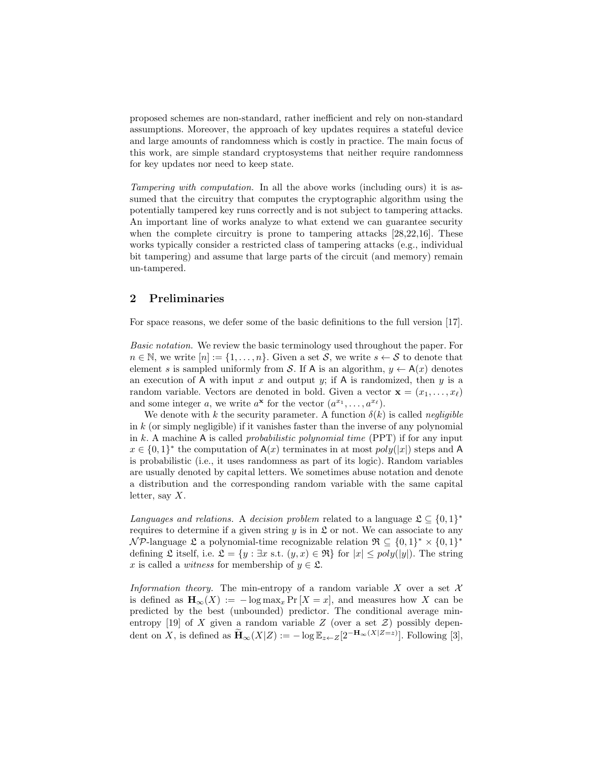proposed schemes are non-standard, rather inefficient and rely on non-standard assumptions. Moreover, the approach of key updates requires a stateful device and large amounts of randomness which is costly in practice. The main focus of this work, are simple standard cryptosystems that neither require randomness for key updates nor need to keep state.

*Tampering with computation.* In all the above works (including ours) it is assumed that the circuitry that computes the cryptographic algorithm using the potentially tampered key runs correctly and is not subject to tampering attacks. An important line of works analyze to what extend we can guarantee security when the complete circuitry is prone to tampering attacks [28,22,16]. These works typically consider a restricted class of tampering attacks (e.g., individual bit tampering) and assume that large parts of the circuit (and memory) remain un-tampered.

## 2 Preliminaries

For space reasons, we defer some of the basic definitions to the full version [17].

*Basic notation.* We review the basic terminology used throughout the paper. For $n \in \mathbb{N}$, we write $[n] := \{1, \ldots, n\}$. Given a set $\mathcal{S}$, we write $s \leftarrow \mathcal{S}$ to denote that element $s$ is sampled uniformly from $\mathcal{S}$. If $\mathsf{A}$ is an algorithm, $y \leftarrow \mathsf{A}(x)$ denotes an execution of $\mathsf{A}$ with input $x$ and output $y$; if $\mathsf{A}$ is randomized, then $y$ is a random variable. Vectors are denoted in bold. Given a vector $\mathbf{x} = (x_1, \ldots, x_\ell)$ and some integer $a$, we write $a^{\mathbf{x}}$ for the vector $(a^{x_1}, \ldots, a^{x_\ell})$.

We denote with $k$ the security parameter. A function $\delta(k)$ is called *negligible* in $k$ (or simply negligible) if it vanishes faster than the inverse of any polynomial in $k$. A machine $\mathsf{A}$ is called *probabilistic polynomial time* (PPT) if for any input $x \in \{0,1\}^*$ the computation of $\mathsf{A}(x)$ terminates in at most $poly(|x|)$ steps and $\mathsf{A}$ is probabilistic (i.e., it uses randomness as part of its logic). Random variables are usually denoted by capital letters. We sometimes abuse notation and denote a distribution and the corresponding random variable with the same capital letter, say $X$.

*Languages and relations.* A *decision problem* related to a language $\mathfrak{L} \subseteq \{0,1\}^*$ requires to determine if a given string $y$ is in $\mathfrak{L}$ or not. We can associate to any $\mathcal{NP}$-language $\mathfrak{L}$ a polynomial-time recognizable relation $\mathfrak{R} \subseteq \{0,1\}^* \times \{0,1\}^*$ defining $\mathfrak{L}$ itself, i.e. $\mathfrak{L} = \{y : \exists x \text{ s.t. } (y,x) \in \mathfrak{R}\}$ for $|x| \leq poly(|y|)$. The string $x$ is called a *witness* for membership of $y \in \mathfrak{L}$.

*Information theory.* The min-entropy of a random variable $X$ over a set $\mathcal{X}$ is defined as $\mathbf{H}_\infty(X) := -\log \max_x \Pr[X = x]$, and measures how $X$ can be predicted by the best (unbounded) predictor. The conditional average min-entropy [19] of $X$ given a random variable $Z$ (over a set $\mathcal{Z}$) possibly dependent on $X$, is defined as $\widetilde{\mathbf{H}}_\infty(X|Z) := -\log \mathbb{E}_{z \leftarrow Z}[2^{-\mathbf{H}_\infty(X|Z=z)}]$. Following [3],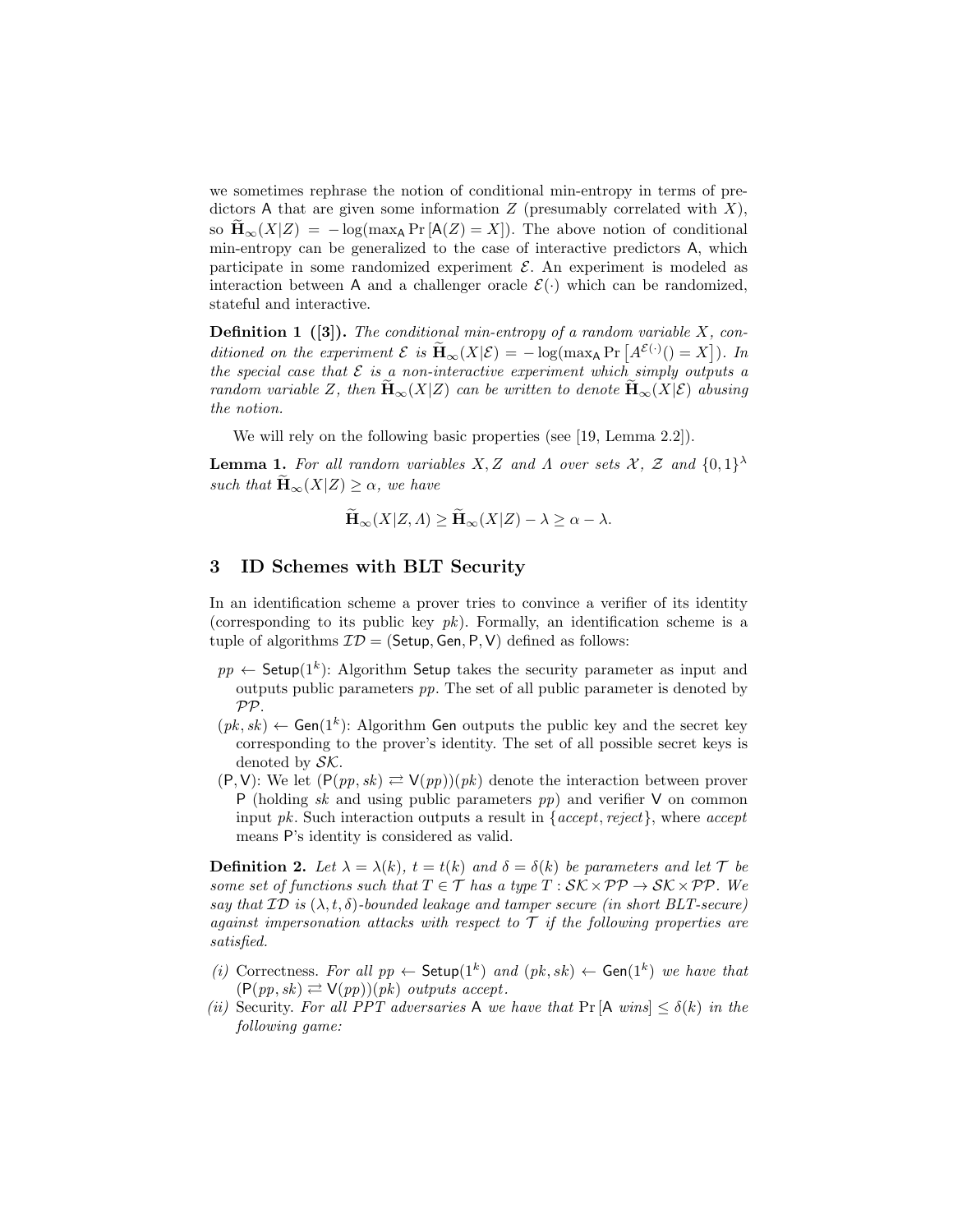we sometimes rephrase the notion of conditional min-entropy in terms of predictors $\mathsf{A}$ that are given some information $Z$ (presumably correlated with $X$), so $\widetilde{\mathbf{H}}_\infty(X|Z) = -\log(\max_{\mathsf{A}} \Pr[\mathsf{A}(Z) = X])$. The above notion of conditional min-entropy can be generalized to the case of interactive predictors $\mathsf{A}$, which participate in some randomized experiment $\mathcal{E}$. An experiment is modeled as interaction between $\mathsf{A}$ and a challenger oracle $\mathcal{E}(\cdot)$ which can be randomized, stateful and interactive.

**Definition 1 ([3]).** *The conditional min-entropy of a random variable $X$, conditioned on the experiment $\mathcal{E}$ is $\widetilde{\mathbf{H}}_\infty(X|\mathcal{E}) = -\log(\max_{\mathsf{A}} \Pr\left[A^{\mathcal{E}(\cdot)}() = X\right])$. In the special case that $\mathcal{E}$ is a non-interactive experiment which simply outputs a random variable $Z$, then $\widetilde{\mathbf{H}}_\infty(X|Z)$ can be written to denote $\widetilde{\mathbf{H}}_\infty(X|\mathcal{E})$ abusing the notion.*

We will rely on the following basic properties (see [19, Lemma 2.2]).

**Lemma 1.** *For all random variables $X, Z$ and $\Lambda$ over sets $\mathcal{X}$, $\mathcal{Z}$ and $\{0,1\}^\lambda$ such that $\widetilde{\mathbf{H}}_\infty(X|Z) \geq \alpha$, we have*

$$\widetilde{\mathbf{H}}_\infty(X|Z, \Lambda) \geq \widetilde{\mathbf{H}}_\infty(X|Z) - \lambda \geq \alpha - \lambda.$$

## 3 ID Schemes with BLT Security

In an identification scheme a prover tries to convince a verifier of its identity (corresponding to its public key $pk$). Formally, an identification scheme is a tuple of algorithms $\mathcal{ID} = (\mathsf{Setup}, \mathsf{Gen}, \mathsf{P}, \mathsf{V})$ defined as follows:

- $pp \leftarrow \mathsf{Setup}(1^k)$: Algorithm $\mathsf{Setup}$ takes the security parameter as input and outputs public parameters $pp$. The set of all public parameter is denoted by $\mathcal{PP}$.
- $(pk, sk) \leftarrow \mathsf{Gen}(1^k)$: Algorithm $\mathsf{Gen}$ outputs the public key and the secret key corresponding to the prover's identity. The set of all possible secret keys is denoted by $\mathcal{SK}$.
- $(\mathsf{P}, \mathsf{V})$: We let $(\mathsf{P}(pp, sk) \rightleftarrows \mathsf{V}(pp))(pk)$ denote the interaction between prover $\mathsf{P}$ (holding $sk$ and using public parameters $pp$) and verifier $\mathsf{V}$ on common input $pk$. Such interaction outputs a result in $\{accept, reject\}$, where *accept* means $\mathsf{P}$'s identity is considered as valid.

**Definition 2.** *Let $\lambda = \lambda(k)$, $t = t(k)$ and $\delta = \delta(k)$ be parameters and let $\mathcal{T}$ be some set of functions such that $T \in \mathcal{T}$ has a type $T : \mathcal{SK} \times \mathcal{PP} \to \mathcal{SK} \times \mathcal{PP}$. We say that $\mathcal{ID}$ is $(\lambda, t, \delta)$-bounded leakage and tamper secure (in short BLT-secure) against impersonation attacks with respect to $\mathcal{T}$ if the following properties are satisfied.*

*(i)* Correctness. *For all $pp \leftarrow \mathsf{Setup}(1^k)$ and $(pk, sk) \leftarrow \mathsf{Gen}(1^k)$ we have that $(\mathsf{P}(pp, sk) \rightleftarrows \mathsf{V}(pp))(pk)$ outputs accept.*

*(ii)* Security. *For all PPT adversaries $\mathsf{A}$ we have that $\Pr[\mathsf{A}\ wins] \leq \delta(k)$ in the following game:*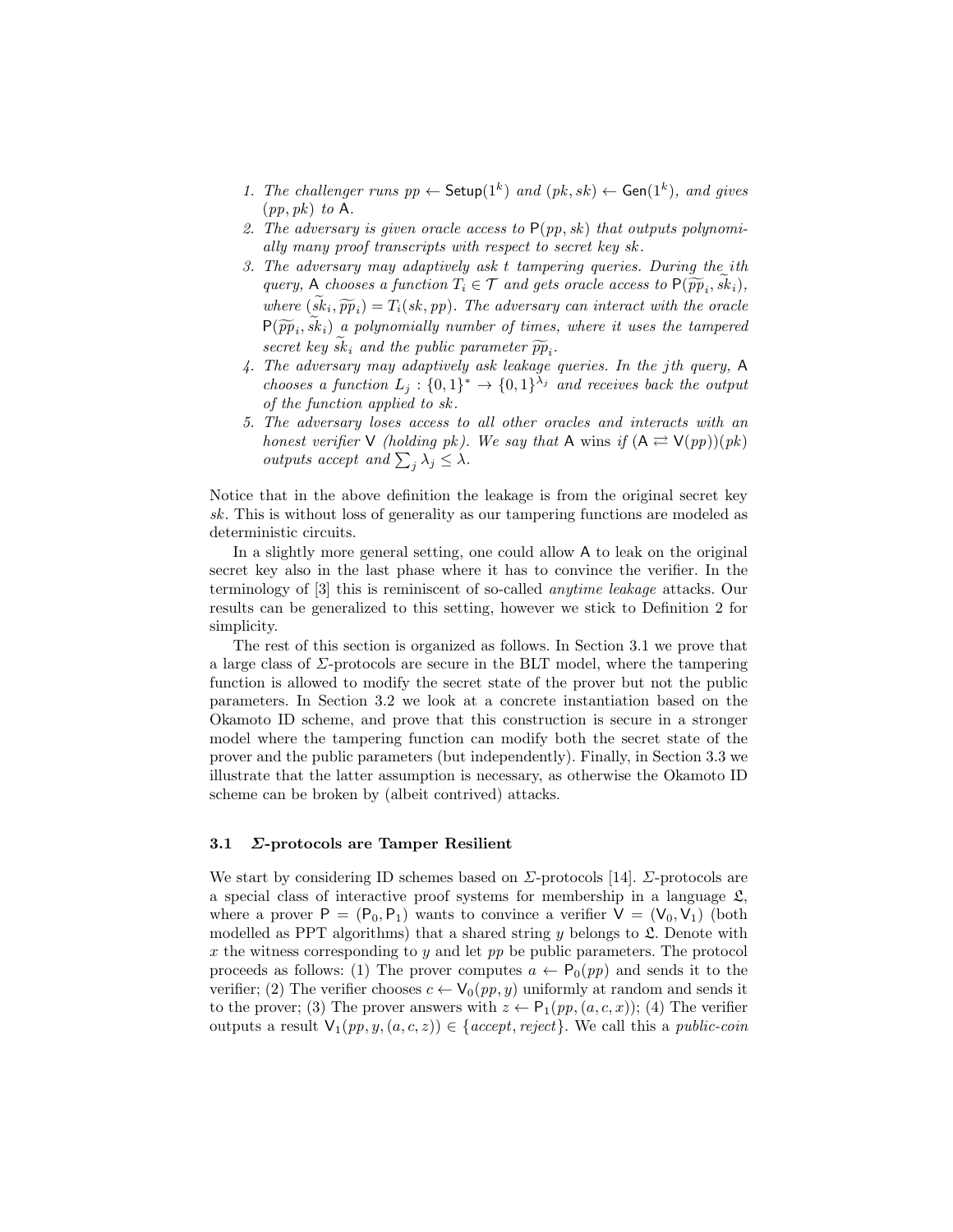1. *The challenger runs $pp \leftarrow \mathsf{Setup}(1^k)$ and $(pk, sk) \leftarrow \mathsf{Gen}(1^k)$, and gives $(pp, pk)$ to $\mathsf{A}$.*
2. *The adversary is given oracle access to $\mathsf{P}(pp, sk)$ that outputs polynomially many proof transcripts with respect to secret key $sk$.*
3. *The adversary may adaptively ask $t$ tampering queries. During the $i$th query, $\mathsf{A}$ chooses a function $T_i \in \mathcal{T}$ and gets oracle access to $\mathsf{P}(\widetilde{pp}_i, \widetilde{sk}_i)$, where $(\widetilde{sk}_i, \widetilde{pp}_i) = T_i(sk, pp)$. The adversary can interact with the oracle $\mathsf{P}(\widetilde{pp}_i, \widetilde{sk}_i)$ a polynomially number of times, where it uses the tampered secret key $\widetilde{sk}_i$ and the public parameter $\widetilde{pp}_i$.*
4. *The adversary may adaptively ask leakage queries. In the $j$th query, $\mathsf{A}$ chooses a function $L_j : \{0,1\}^* \to \{0,1\}^{\lambda_j}$ and receives back the output of the function applied to $sk$.*
5. *The adversary loses access to all other oracles and interacts with an honest verifier $\mathsf{V}$ (holding $pk$). We say that $\mathsf{A}$ wins if $(\mathsf{A} \rightleftarrows \mathsf{V}(pp))(pk)$ outputs accept and $\sum_j \lambda_j \leq \lambda$.*

Notice that in the above definition the leakage is from the original secret key $sk$. This is without loss of generality as our tampering functions are modeled as deterministic circuits.

In a slightly more general setting, one could allow $\mathsf{A}$ to leak on the original secret key also in the last phase where it has to convince the verifier. In the terminology of [3] this is reminiscent of so-called *anytime leakage* attacks. Our results can be generalized to this setting, however we stick to Definition 2 for simplicity.

The rest of this section is organized as follows. In Section 3.1 we prove that a large class of $\Sigma$-protocols are secure in the BLT model, where the tampering function is allowed to modify the secret state of the prover but not the public parameters. In Section 3.2 we look at a concrete instantiation based on the Okamoto ID scheme, and prove that this construction is secure in a stronger model where the tampering function can modify both the secret state of the prover and the public parameters (but independently). Finally, in Section 3.3 we illustrate that the latter assumption is necessary, as otherwise the Okamoto ID scheme can be broken by (albeit contrived) attacks.

### 3.1 $\Sigma$-protocols are Tamper Resilient

We start by considering ID schemes based on $\Sigma$-protocols [14]. $\Sigma$-protocols are a special class of interactive proof systems for membership in a language $\mathfrak{L}$, where a prover $\mathsf{P} = (\mathsf{P}_0, \mathsf{P}_1)$ wants to convince a verifier $\mathsf{V} = (\mathsf{V}_0, \mathsf{V}_1)$ (both modelled as PPT algorithms) that a shared string $y$ belongs to $\mathfrak{L}$. Denote with $x$ the witness corresponding to $y$ and let $pp$ be public parameters. The protocol proceeds as follows: (1) The prover computes $a \leftarrow \mathsf{P}_0(pp)$ and sends it to the verifier; (2) The verifier chooses $c \leftarrow \mathsf{V}_0(pp, y)$ uniformly at random and sends it to the prover; (3) The prover answers with $z \leftarrow \mathsf{P}_1(pp, (a, c, x))$; (4) The verifier outputs a result $\mathsf{V}_1(pp, y, (a, c, z)) \in \{accept, reject\}$. We call this a *public-coin*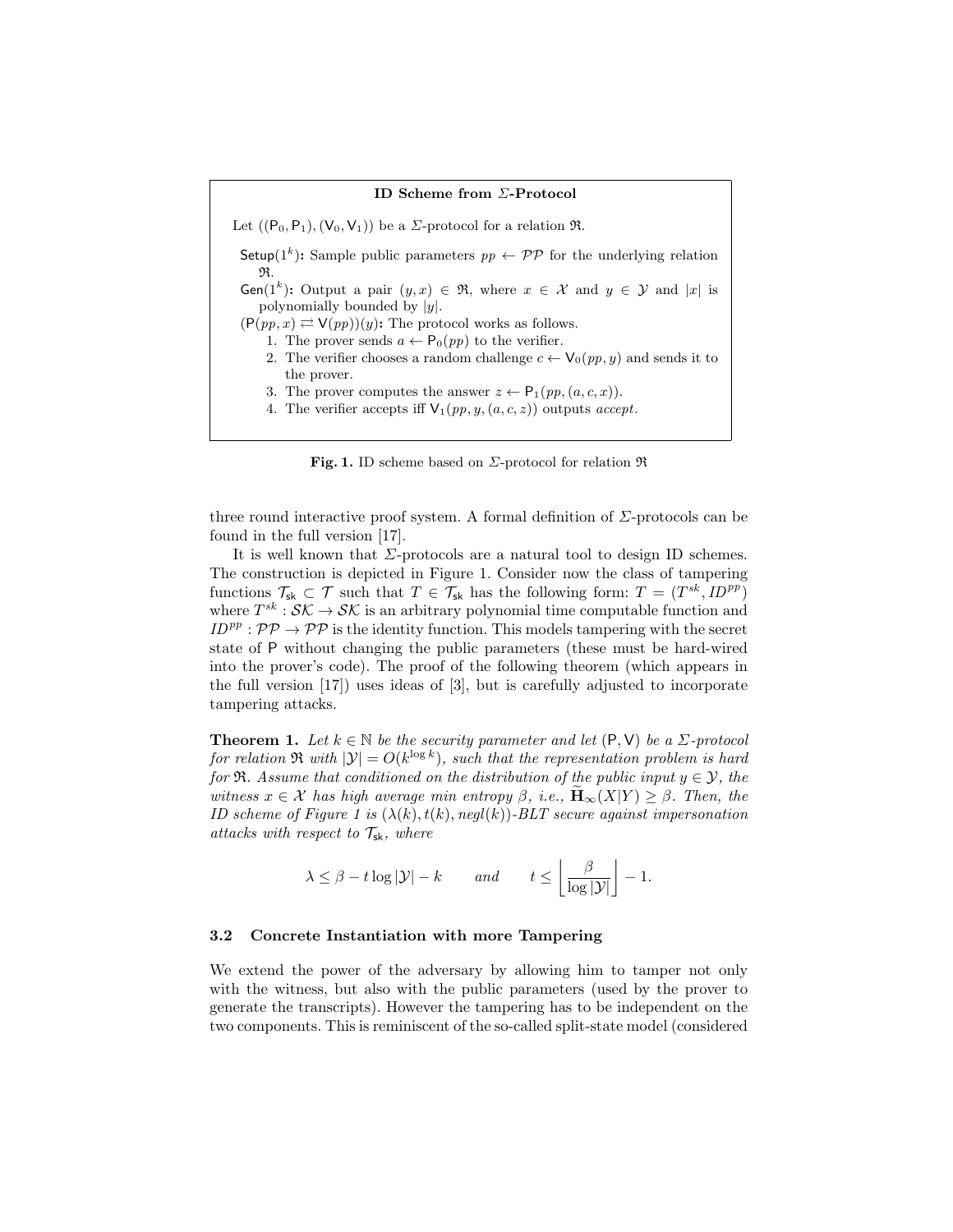**ID Scheme from $\Sigma$-Protocol**

Let $((\mathsf{P}_0, \mathsf{P}_1), (\mathsf{V}_0, \mathsf{V}_1))$ be a $\Sigma$-protocol for a relation $\mathfrak{R}$.

$\mathsf{Setup}(1^k)$**:** Sample public parameters $pp \leftarrow \mathcal{PP}$ for the underlying relation $\mathfrak{R}$.

$\mathsf{Gen}(1^k)$**:** Output a pair $(y, x) \in \mathfrak{R}$, where $x \in \mathcal{X}$ and $y \in \mathcal{Y}$ and $|x|$ is polynomially bounded by $|y|$.

$(\mathsf{P}(pp, x) \rightleftarrows \mathsf{V}(pp))(y)$**:** The protocol works as follows.

1. The prover sends $a \leftarrow \mathsf{P}_0(pp)$ to the verifier.
2. The verifier chooses a random challenge $c \leftarrow \mathsf{V}_0(pp, y)$ and sends it to the prover.
3. The prover computes the answer $z \leftarrow \mathsf{P}_1(pp, (a, c, x))$.
4. The verifier accepts iff $\mathsf{V}_1(pp, y, (a, c, z))$ outputs *accept*.

**Fig. 1.** ID scheme based on $\Sigma$-protocol for relation $\mathfrak{R}$

three round interactive proof system. A formal definition of $\Sigma$-protocols can be found in the full version [17].

It is well known that $\Sigma$-protocols are a natural tool to design ID schemes. The construction is depicted in Figure 1. Consider now the class of tampering functions $\mathcal{T}_{\mathsf{sk}} \subset \mathcal{T}$ such that $T \in \mathcal{T}_{\mathsf{sk}}$ has the following form: $T = (T^{sk}, ID^{pp})$ where $T^{sk} : \mathcal{SK} \to \mathcal{SK}$ is an arbitrary polynomial time computable function and $ID^{pp} : \mathcal{PP} \to \mathcal{PP}$ is the identity function. This models tampering with the secret state of $\mathsf{P}$ without changing the public parameters (these must be hard-wired into the prover's code). The proof of the following theorem (which appears in the full version [17]) uses ideas of [3], but is carefully adjusted to incorporate tampering attacks.

**Theorem 1.** *Let $k \in \mathbb{N}$ be the security parameter and let $(\mathsf{P}, \mathsf{V})$ be a $\Sigma$-protocol for relation $\mathfrak{R}$ with $|\mathcal{Y}| = O(k^{\log k})$, such that the representation problem is hard for $\mathfrak{R}$. Assume that conditioned on the distribution of the public input $y \in \mathcal{Y}$, the witness $x \in \mathcal{X}$ has high average min entropy $\beta$, i.e., $\widetilde{\mathbf{H}}_\infty(X|Y) \geq \beta$. Then, the ID scheme of Figure 1 is $(\lambda(k), t(k), negl(k))$-BLT secure against impersonation attacks with respect to $\mathcal{T}_{\mathsf{sk}}$, where*

$$\lambda \leq \beta - t \log |\mathcal{Y}| - k \qquad \text{and} \qquad t \leq \left\lfloor \frac{\beta}{\log |\mathcal{Y}|} \right\rfloor - 1.$$

### 3.2 Concrete Instantiation with more Tampering

We extend the power of the adversary by allowing him to tamper not only with the witness, but also with the public parameters (used by the prover to generate the transcripts). However the tampering has to be independent on the two components. This is reminiscent of the so-called split-state model (considered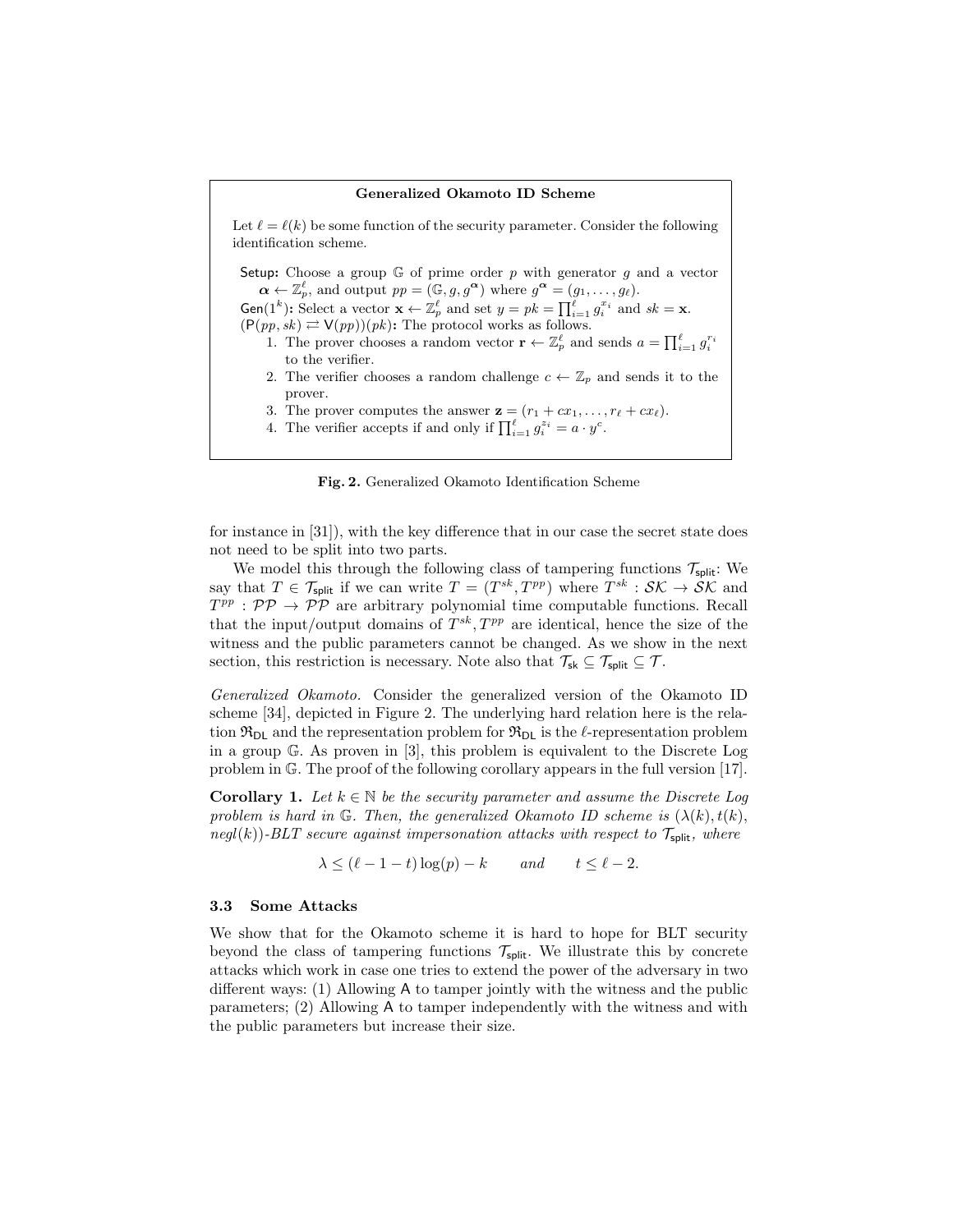**Generalized Okamoto ID Scheme**

Let $\ell = \ell(k)$ be some function of the security parameter. Consider the following identification scheme.

Setup**:** Choose a group $\mathbb{G}$ of prime order $p$ with generator $g$ and a vector $\boldsymbol{\alpha} \leftarrow \mathbb{Z}_p^\ell$, and output $pp = (\mathbb{G}, g, g^{\boldsymbol{\alpha}})$ where $g^{\boldsymbol{\alpha}} = (g_1, \ldots, g_\ell)$.

$\mathsf{Gen}(1^k)$**:** Select a vector $\mathbf{x} \leftarrow \mathbb{Z}_p^\ell$ and set $y = pk = \prod_{i=1}^{\ell} g_i^{x_i}$ and $sk = \mathbf{x}$.

$(\mathsf{P}(pp, sk) \rightleftarrows \mathsf{V}(pp))(pk)$**:** The protocol works as follows.

1. The prover chooses a random vector $\mathbf{r} \leftarrow \mathbb{Z}_p^\ell$ and sends $a = \prod_{i=1}^{\ell} g_i^{r_i}$ to the verifier.
2. The verifier chooses a random challenge $c \leftarrow \mathbb{Z}_p$ and sends it to the prover.
3. The prover computes the answer $\mathbf{z} = (r_1 + cx_1, \ldots, r_\ell + cx_\ell)$.
4. The verifier accepts if and only if $\prod_{i=1}^{\ell} g_i^{z_i} = a \cdot y^c$.

**Fig. 2.** Generalized Okamoto Identification Scheme

for instance in [31]), with the key difference that in our case the secret state does not need to be split into two parts.

We model this through the following class of tampering functions $\mathcal{T}_{\mathsf{split}}$: We say that $T \in \mathcal{T}_{\mathsf{split}}$ if we can write $T = (T^{sk}, T^{pp})$ where $T^{sk} : \mathcal{SK} \to \mathcal{SK}$ and $T^{pp} : \mathcal{PP} \to \mathcal{PP}$ are arbitrary polynomial time computable functions. Recall that the input/output domains of $T^{sk}, T^{pp}$ are identical, hence the size of the witness and the public parameters cannot be changed. As we show in the next section, this restriction is necessary. Note also that $\mathcal{T}_{\mathsf{sk}} \subseteq \mathcal{T}_{\mathsf{split}} \subseteq \mathcal{T}$.

*Generalized Okamoto.* Consider the generalized version of the Okamoto ID scheme [34], depicted in Figure 2. The underlying hard relation here is the relation $\mathfrak{R}_{\mathsf{DL}}$ and the representation problem for $\mathfrak{R}_{\mathsf{DL}}$ is the $\ell$-representation problem in a group $\mathbb{G}$. As proven in [3], this problem is equivalent to the Discrete Log problem in $\mathbb{G}$. The proof of the following corollary appears in the full version [17].

**Corollary 1.** *Let $k \in \mathbb{N}$ be the security parameter and assume the Discrete Log problem is hard in $\mathbb{G}$. Then, the generalized Okamoto ID scheme is $(\lambda(k), t(k), negl(k))$-BLT secure against impersonation attacks with respect to $\mathcal{T}_{\mathsf{split}}$, where*

$$\lambda \leq (\ell - 1 - t)\log(p) - k \qquad \textit{and} \qquad t \leq \ell - 2.$$

### 3.3 Some Attacks

We show that for the Okamoto scheme it is hard to hope for BLT security beyond the class of tampering functions $\mathcal{T}_{\mathsf{split}}$. We illustrate this by concrete attacks which work in case one tries to extend the power of the adversary in two different ways: (1) Allowing $\mathsf{A}$ to tamper jointly with the witness and the public parameters; (2) Allowing $\mathsf{A}$ to tamper independently with the witness and with the public parameters but increase their size.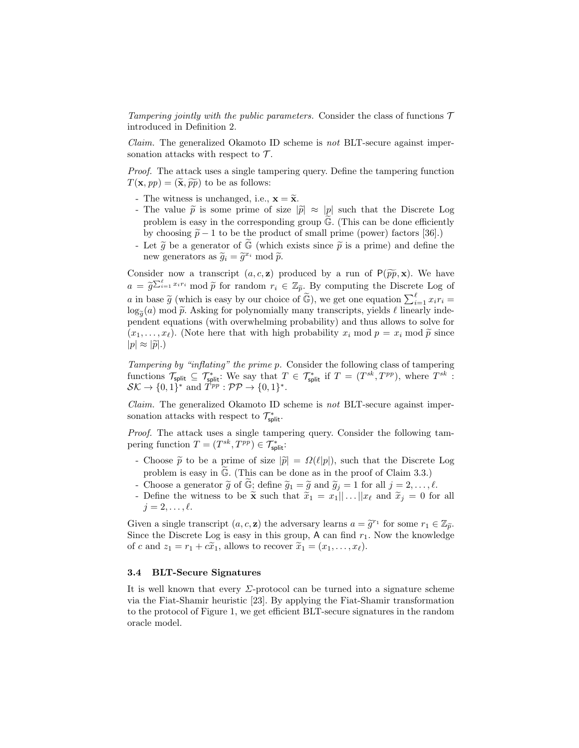*Tampering jointly with the public parameters.* Consider the class of functions $\mathcal{T}$ introduced in Definition 2.

*Claim.* The generalized Okamoto ID scheme is *not* BLT-secure against impersonation attacks with respect to $\mathcal{T}$.

*Proof.* The attack uses a single tampering query. Define the tampering function $T(\mathbf{x}, pp) = (\widetilde{\mathbf{x}}, \widetilde{pp})$ to be as follows:

- The witness is unchanged, i.e., $\mathbf{x} = \widetilde{\mathbf{x}}$.
- The value $\widetilde{p}$ is some prime of size $|\widetilde{p}| \approx |p|$ such that the Discrete Log problem is easy in the corresponding group $\widetilde{\mathbb{G}}$. (This can be done efficiently by choosing $\widetilde{p} - 1$ to be the product of small prime (power) factors [36].)
- Let $\widetilde{g}$ be a generator of $\widetilde{\mathbb{G}}$ (which exists since $\widetilde{p}$ is a prime) and define the new generators as $\widetilde{g}_i = \widetilde{g}^{x_i} \bmod \widetilde{p}$.

Consider now a transcript $(a, c, \mathbf{z})$ produced by a run of $\mathsf{P}(\widetilde{pp}, \mathbf{x})$. We have $a = \widetilde{g}^{\sum_{i=1}^{\ell} x_i r_i} \bmod \widetilde{p}$ for random $r_i \in \mathbb{Z}_{\widetilde{p}}$. By computing the Discrete Log of $a$ in base $\widetilde{g}$ (which is easy by our choice of $\widetilde{\mathbb{G}}$), we get one equation $\sum_{i=1}^{\ell} x_i r_i = \log_{\widetilde{g}}(a) \bmod \widetilde{p}$. Asking for polynomially many transcripts, yields $\ell$ linearly independent equations (with overwhelming probability) and thus allows to solve for $(x_1, \ldots, x_\ell)$. (Note here that with high probability $x_i \bmod p = x_i \bmod \widetilde{p}$ since $|p| \approx |\widetilde{p}|$.)

*Tampering by "inflating" the prime p.* Consider the following class of tampering functions $\mathcal{T}_{\mathsf{split}} \subseteq \mathcal{T}^*_{\mathsf{split}}$: We say that $T \in \mathcal{T}^*_{\mathsf{split}}$ if $T = (T^{sk}, T^{pp})$, where $T^{sk} : \mathcal{SK} \to \{0,1\}^*$ and $T^{pp} : \mathcal{PP} \to \{0,1\}^*$.

*Claim.* The generalized Okamoto ID scheme is *not* BLT-secure against impersonation attacks with respect to $\mathcal{T}^*_{\mathsf{split}}$.

*Proof.* The attack uses a single tampering query. Consider the following tampering function $T = (T^{sk}, T^{pp}) \in \mathcal{T}^*_{\mathsf{split}}$:

- Choose $\widetilde{p}$ to be a prime of size $|\widetilde{p}| = \Omega(\ell |p|)$, such that the Discrete Log problem is easy in $\widetilde{\mathbb{G}}$. (This can be done as in the proof of Claim 3.3.)
- Choose a generator $\widetilde{g}$ of $\widetilde{\mathbb{G}}$; define $\widetilde{g}_1 = \widetilde{g}$ and $\widetilde{g}_j = 1$ for all $j = 2, \ldots, \ell$.
- Define the witness to be $\widetilde{\mathbf{x}}$ such that $\widetilde{x}_1 = x_1 || \ldots || x_\ell$ and $\widetilde{x}_j = 0$ for all $j = 2, \ldots, \ell$.

Given a single transcript $(a, c, \mathbf{z})$ the adversary learns $a = \widetilde{g}^{r_1}$ for some $r_1 \in \mathbb{Z}_{\widetilde{p}}$. Since the Discrete Log is easy in this group, $\mathsf{A}$ can find $r_1$. Now the knowledge of $c$ and $z_1 = r_1 + c\widetilde{x}_1$, allows to recover $\widetilde{x}_1 = (x_1, \ldots, x_\ell)$.

### 3.4 BLT-Secure Signatures

It is well known that every $\Sigma$-protocol can be turned into a signature scheme via the Fiat-Shamir heuristic [23]. By applying the Fiat-Shamir transformation to the protocol of Figure 1, we get efficient BLT-secure signatures in the random oracle model.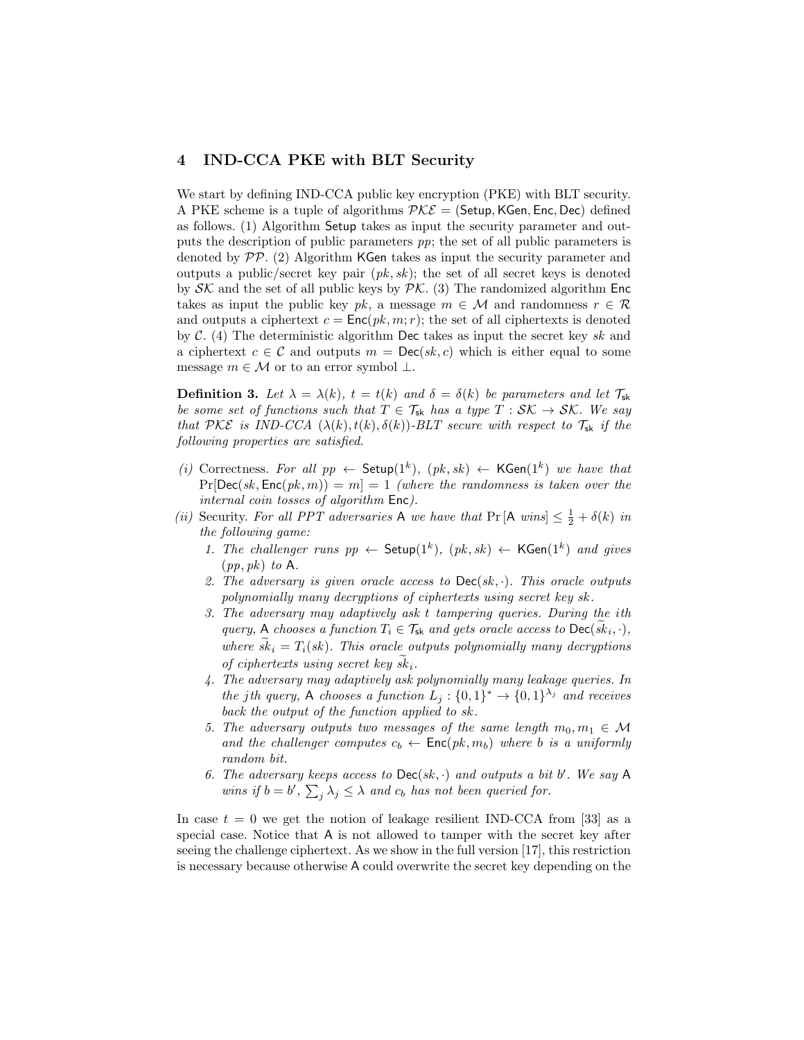## 4 IND-CCA PKE with BLT Security

We start by defining IND-CCA public key encryption (PKE) with BLT security. A PKE scheme is a tuple of algorithms $\mathcal{PKE} = (\mathsf{Setup}, \mathsf{KGen}, \mathsf{Enc}, \mathsf{Dec})$ defined as follows. (1) Algorithm $\mathsf{Setup}$ takes as input the security parameter and outputs the description of public parameters $pp$; the set of all public parameters is denoted by $\mathcal{PP}$. (2) Algorithm $\mathsf{KGen}$ takes as input the security parameter and outputs a public/secret key pair $(pk, sk)$; the set of all secret keys is denoted by $\mathcal{SK}$ and the set of all public keys by $\mathcal{PK}$. (3) The randomized algorithm $\mathsf{Enc}$ takes as input the public key $pk$, a message $m \in \mathcal{M}$ and randomness $r \in \mathcal{R}$ and outputs a ciphertext $c = \mathsf{Enc}(pk, m; r)$; the set of all ciphertexts is denoted by $\mathcal{C}$. (4) The deterministic algorithm $\mathsf{Dec}$ takes as input the secret key $sk$ and a ciphertext $c \in \mathcal{C}$ and outputs $m = \mathsf{Dec}(sk, c)$ which is either equal to some message $m \in \mathcal{M}$ or to an error symbol $\perp$.

**Definition 3.** *Let $\lambda = \lambda(k)$, $t = t(k)$ and $\delta = \delta(k)$ be parameters and let $\mathcal{T}_{\mathsf{sk}}$ be some set of functions such that $T \in \mathcal{T}_{\mathsf{sk}}$ has a type $T : \mathcal{SK} \to \mathcal{SK}$. We say that $\mathcal{PKE}$ is IND-CCA $(\lambda(k), t(k), \delta(k))$-BLT secure with respect to $\mathcal{T}_{\mathsf{sk}}$ if the following properties are satisfied.*

*(i)* Correctness. *For all $pp \leftarrow \mathsf{Setup}(1^k)$, $(pk, sk) \leftarrow \mathsf{KGen}(1^k)$ we have that $\Pr[\mathsf{Dec}(sk, \mathsf{Enc}(pk, m)) = m] = 1$ (where the randomness is taken over the internal coin tosses of algorithm $\mathsf{Enc}$).*

*(ii)* Security. *For all PPT adversaries $\mathsf{A}$ we have that $\Pr[\mathsf{A}\ wins] \leq \frac{1}{2} + \delta(k)$ in the following game:*

1. *The challenger runs $pp \leftarrow \mathsf{Setup}(1^k)$, $(pk, sk) \leftarrow \mathsf{KGen}(1^k)$ and gives $(pp, pk)$ to $\mathsf{A}$.*
2. *The adversary is given oracle access to $\mathsf{Dec}(sk, \cdot)$. This oracle outputs polynomially many decryptions of ciphertexts using secret key $sk$.*
3. *The adversary may adaptively ask $t$ tampering queries. During the $i$th query, $\mathsf{A}$ chooses a function $T_i \in \mathcal{T}_{\mathsf{sk}}$ and gets oracle access to $\mathsf{Dec}(\widetilde{sk}_i, \cdot)$, where $\widetilde{sk}_i = T_i(sk)$. This oracle outputs polynomially many decryptions of ciphertexts using secret key $\widetilde{sk}_i$.*
4. *The adversary may adaptively ask polynomially many leakage queries. In the $j$th query, $\mathsf{A}$ chooses a function $L_j : \{0,1\}^* \to \{0,1\}^{\lambda_j}$ and receives back the output of the function applied to $sk$.*
5. *The adversary outputs two messages of the same length $m_0, m_1 \in \mathcal{M}$ and the challenger computes $c_b \leftarrow \mathsf{Enc}(pk, m_b)$ where $b$ is a uniformly random bit.*
6. *The adversary keeps access to $\mathsf{Dec}(sk, \cdot)$ and outputs a bit $b'$. We say $\mathsf{A}$ wins if $b = b'$, $\sum_j \lambda_j \leq \lambda$ and $c_b$ has not been queried for.*

In case $t = 0$ we get the notion of leakage resilient IND-CCA from [33] as a special case. Notice that $\mathsf{A}$ is not allowed to tamper with the secret key after seeing the challenge ciphertext. As we show in the full version [17], this restriction is necessary because otherwise $\mathsf{A}$ could overwrite the secret key depending on the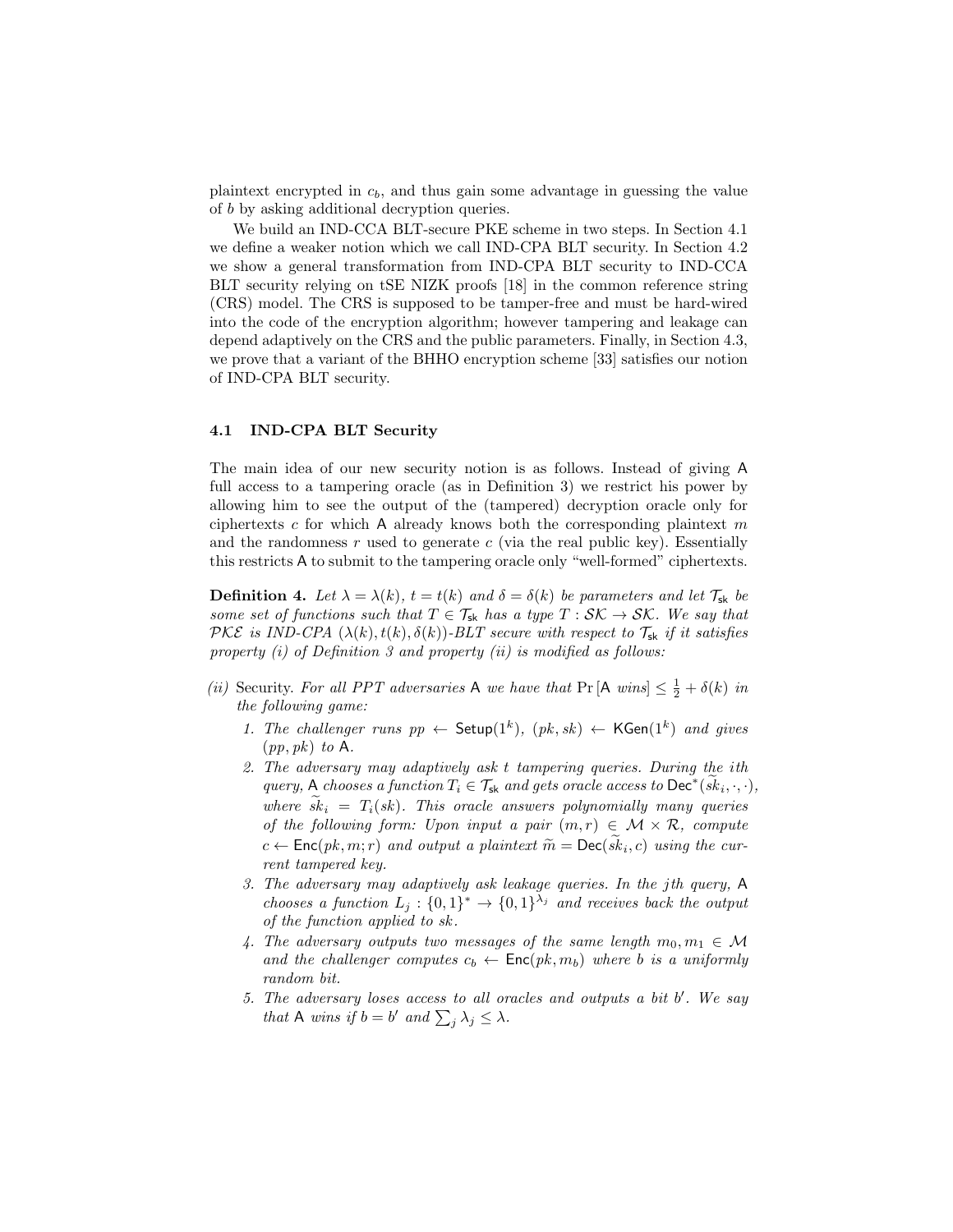plaintext encrypted in $c_b$, and thus gain some advantage in guessing the value of $b$ by asking additional decryption queries.

We build an IND-CCA BLT-secure PKE scheme in two steps. In Section 4.1 we define a weaker notion which we call IND-CPA BLT security. In Section 4.2 we show a general transformation from IND-CPA BLT security to IND-CCA BLT security relying on tSE NIZK proofs [18] in the common reference string (CRS) model. The CRS is supposed to be tamper-free and must be hard-wired into the code of the encryption algorithm; however tampering and leakage can depend adaptively on the CRS and the public parameters. Finally, in Section 4.3, we prove that a variant of the BHHO encryption scheme [33] satisfies our notion of IND-CPA BLT security.

### 4.1 IND-CPA BLT Security

The main idea of our new security notion is as follows. Instead of giving $\mathsf{A}$ full access to a tampering oracle (as in Definition 3) we restrict his power by allowing him to see the output of the (tampered) decryption oracle only for ciphertexts $c$ for which $\mathsf{A}$ already knows both the corresponding plaintext $m$ and the randomness $r$ used to generate $c$ (via the real public key). Essentially this restricts $\mathsf{A}$ to submit to the tampering oracle only "well-formed" ciphertexts.

**Definition 4.** *Let $\lambda = \lambda(k)$, $t = t(k)$ and $\delta = \delta(k)$ be parameters and let $\mathcal{T}_{\mathsf{sk}}$ be some set of functions such that $T \in \mathcal{T}_{\mathsf{sk}}$ has a type $T : \mathcal{SK} \to \mathcal{SK}$. We say that $\mathcal{PKE}$ is IND-CPA $(\lambda(k), t(k), \delta(k))$-BLT secure with respect to $\mathcal{T}_{\mathsf{sk}}$ if it satisfies property (i) of Definition 3 and property (ii) is modified as follows:*

*(ii)* Security. *For all PPT adversaries $\mathsf{A}$ we have that $\Pr[\mathsf{A}\ wins] \leq \frac{1}{2} + \delta(k)$ in the following game:*

1. *The challenger runs $pp \leftarrow \mathsf{Setup}(1^k)$, $(pk, sk) \leftarrow \mathsf{KGen}(1^k)$ and gives $(pp, pk)$ to $\mathsf{A}$.*
2. *The adversary may adaptively ask $t$ tampering queries. During the $i$th query, $\mathsf{A}$ chooses a function $T_i \in \mathcal{T}_{\mathsf{sk}}$ and gets oracle access to $\mathsf{Dec}^*(\widetilde{sk}_i, \cdot, \cdot)$, where $\widetilde{sk}_i = T_i(sk)$. This oracle answers polynomially many queries of the following form: Upon input a pair $(m, r) \in \mathcal{M} \times \mathcal{R}$, compute $c \leftarrow \mathsf{Enc}(pk, m; r)$ and output a plaintext $\widetilde{m} = \mathsf{Dec}(\widetilde{sk}_i, c)$ using the current tampered key.*
3. *The adversary may adaptively ask leakage queries. In the $j$th query, $\mathsf{A}$ chooses a function $L_j : \{0,1\}^* \to \{0,1\}^{\lambda_j}$ and receives back the output of the function applied to $sk$.*
4. *The adversary outputs two messages of the same length $m_0, m_1 \in \mathcal{M}$ and the challenger computes $c_b \leftarrow \mathsf{Enc}(pk, m_b)$ where $b$ is a uniformly random bit.*
5. *The adversary loses access to all oracles and outputs a bit $b'$. We say that $\mathsf{A}$ wins if $b = b'$ and $\sum_j \lambda_j \leq \lambda$.*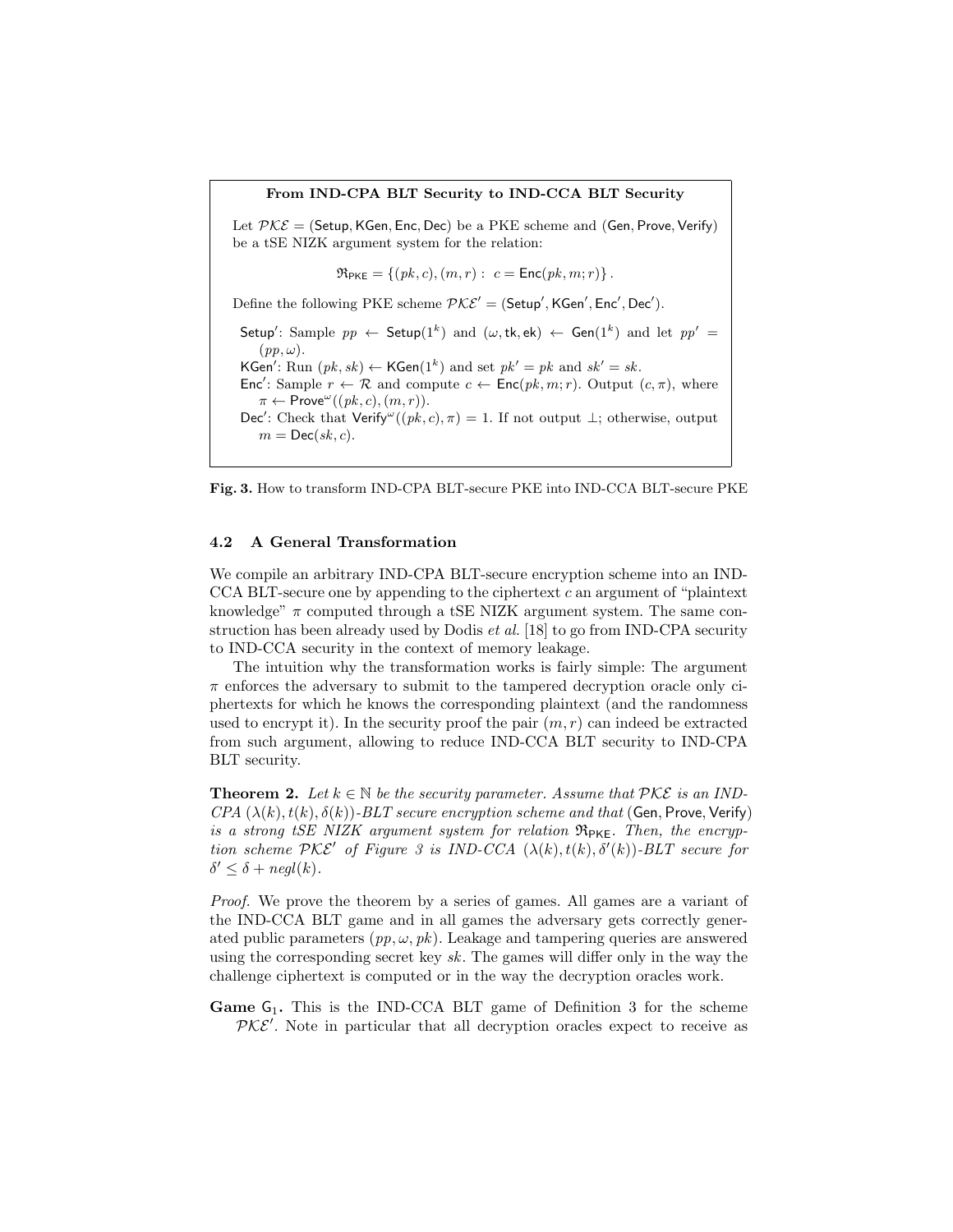**From IND-CPA BLT Security to IND-CCA BLT Security**

Let $\mathcal{PKE} = (\mathsf{Setup}, \mathsf{KGen}, \mathsf{Enc}, \mathsf{Dec})$ be a PKE scheme and $(\mathsf{Gen}, \mathsf{Prove}, \mathsf{Verify})$ be a tSE NIZK argument system for the relation:

$$\mathfrak{R}_{\mathsf{PKE}} = \{(pk, c), (m, r) : \ c = \mathsf{Enc}(pk, m; r)\}.$$

Define the following PKE scheme $\mathcal{PKE}' = (\mathsf{Setup}', \mathsf{KGen}', \mathsf{Enc}', \mathsf{Dec}')$.

- $\mathsf{Setup}'$: Sample $pp \leftarrow \mathsf{Setup}(1^k)$ and $(\omega, \mathsf{tk}, \mathsf{ek}) \leftarrow \mathsf{Gen}(1^k)$ and let $pp' = (pp, \omega)$.
- $\mathsf{KGen}'$: Run $(pk, sk) \leftarrow \mathsf{KGen}(1^k)$ and set $pk' = pk$ and $sk' = sk$.
- $\mathsf{Enc}'$: Sample $r \leftarrow \mathcal{R}$ and compute $c \leftarrow \mathsf{Enc}(pk, m; r)$. Output $(c, \pi)$, where $\pi \leftarrow \mathsf{Prove}^{\omega}((pk, c), (m, r))$.
- $\mathsf{Dec}'$: Check that $\mathsf{Verify}^{\omega}((pk, c), \pi) = 1$. If not output $\perp$; otherwise, output $m = \mathsf{Dec}(sk, c)$.

**Fig. 3.** How to transform IND-CPA BLT-secure PKE into IND-CCA BLT-secure PKE

### 4.2 A General Transformation

We compile an arbitrary IND-CPA BLT-secure encryption scheme into an IND-CCA BLT-secure one by appending to the ciphertext $c$ an argument of "plaintext knowledge" $\pi$ computed through a tSE NIZK argument system. The same construction has been already used by Dodis *et al.* [18] to go from IND-CPA security to IND-CCA security in the context of memory leakage.

The intuition why the transformation works is fairly simple: The argument $\pi$ enforces the adversary to submit to the tampered decryption oracle only ciphertexts for which he knows the corresponding plaintext (and the randomness used to encrypt it). In the security proof the pair $(m, r)$ can indeed be extracted from such argument, allowing to reduce IND-CCA BLT security to IND-CPA BLT security.

**Theorem 2.** *Let $k \in \mathbb{N}$ be the security parameter. Assume that $\mathcal{PKE}$ is an IND-CPA $(\lambda(k), t(k), \delta(k))$-BLT secure encryption scheme and that* $(\mathsf{Gen}, \mathsf{Prove}, \mathsf{Verify})$ *is a strong tSE NIZK argument system for relation $\mathfrak{R}_{\mathsf{PKE}}$. Then, the encryption scheme $\mathcal{PKE}'$ of Figure 3 is IND-CCA $(\lambda(k), t(k), \delta'(k))$-BLT secure for $\delta' \leq \delta + negl(k)$.*

*Proof.* We prove the theorem by a series of games. All games are a variant of the IND-CCA BLT game and in all games the adversary gets correctly generated public parameters $(pp, \omega, pk)$. Leakage and tampering queries are answered using the corresponding secret key $sk$. The games will differ only in the way the challenge ciphertext is computed or in the way the decryption oracles work.

**Game $\mathsf{G}_1$.** This is the IND-CCA BLT game of Definition 3 for the scheme $\mathcal{PKE}'$. Note in particular that all decryption oracles expect to receive as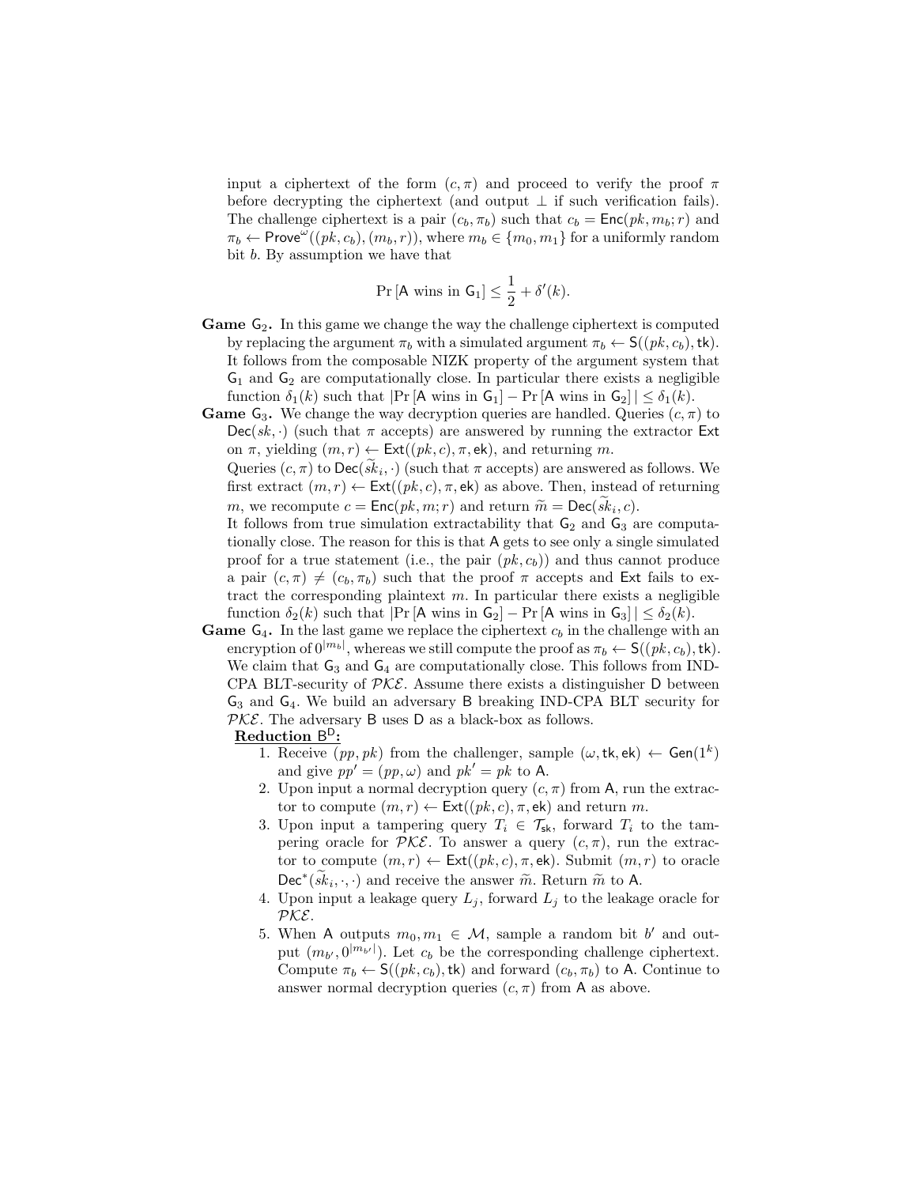input a ciphertext of the form $(c, \pi)$ and proceed to verify the proof $\pi$ before decrypting the ciphertext (and output $\perp$ if such verification fails). The challenge ciphertext is a pair $(c_b, \pi_b)$ such that $c_b = \mathsf{Enc}(pk, m_b; r)$ and $\pi_b \leftarrow \mathsf{Prove}^{\omega}((pk, c_b), (m_b, r))$, where $m_b \in \{m_0, m_1\}$ for a uniformly random bit $b$. By assumption we have that

$$\Pr[\mathsf{A} \text{ wins in } \mathsf{G}_1] \leq \frac{1}{2} + \delta'(k).$$

**Game $\mathsf{G}_2$.** In this game we change the way the challenge ciphertext is computed by replacing the argument $\pi_b$ with a simulated argument $\pi_b \leftarrow \mathsf{S}((pk, c_b), \mathsf{tk})$. It follows from the composable NIZK property of the argument system that $\mathsf{G}_1$ and $\mathsf{G}_2$ are computationally close. In particular there exists a negligible function $\delta_1(k)$ such that $|\Pr[\mathsf{A} \text{ wins in } \mathsf{G}_1] - \Pr[\mathsf{A} \text{ wins in } \mathsf{G}_2]| \leq \delta_1(k)$.

**Game $\mathsf{G}_3$.** We change the way decryption queries are handled. Queries $(c, \pi)$ to $\mathsf{Dec}(sk, \cdot)$ (such that $\pi$ accepts) are answered by running the extractor $\mathsf{Ext}$ on $\pi$, yielding $(m, r) \leftarrow \mathsf{Ext}((pk, c), \pi, \mathsf{ek})$, and returning $m$.

Queries $(c, \pi)$ to $\mathsf{Dec}(\widetilde{sk}_i, \cdot)$ (such that $\pi$ accepts) are answered as follows. We first extract $(m, r) \leftarrow \mathsf{Ext}((pk, c), \pi, \mathsf{ek})$ as above. Then, instead of returning $m$, we recompute $c = \mathsf{Enc}(pk, m; r)$ and return $\widetilde{m} = \mathsf{Dec}(\widetilde{sk}_i, c)$.

It follows from true simulation extractability that $\mathsf{G}_2$ and $\mathsf{G}_3$ are computationally close. The reason for this is that $\mathsf{A}$ gets to see only a single simulated proof for a true statement (i.e., the pair $(pk, c_b)$) and thus cannot produce a pair $(c, \pi) \neq (c_b, \pi_b)$ such that the proof $\pi$ accepts and $\mathsf{Ext}$ fails to extract the corresponding plaintext $m$. In particular there exists a negligible function $\delta_2(k)$ such that $|\Pr[\mathsf{A} \text{ wins in } \mathsf{G}_2] - \Pr[\mathsf{A} \text{ wins in } \mathsf{G}_3]| \leq \delta_2(k)$.

**Game $\mathsf{G}_4$.** In the last game we replace the ciphertext $c_b$ in the challenge with an encryption of $0^{|m_b|}$, whereas we still compute the proof as $\pi_b \leftarrow \mathsf{S}((pk, c_b), \mathsf{tk})$. We claim that $\mathsf{G}_3$ and $\mathsf{G}_4$ are computationally close. This follows from IND-CPA BLT-security of $\mathcal{PKE}$. Assume there exists a distinguisher $\mathsf{D}$ between $\mathsf{G}_3$ and $\mathsf{G}_4$. We build an adversary $\mathsf{B}$ breaking IND-CPA BLT security for $\mathcal{PKE}$. The adversary $\mathsf{B}$ uses $\mathsf{D}$ as a black-box as follows.

**Reduction $\mathsf{B}^{\mathsf{D}}$:**

1. Receive $(pp, pk)$ from the challenger, sample $(\omega, \mathsf{tk}, \mathsf{ek}) \leftarrow \mathsf{Gen}(1^k)$ and give $pp' = (pp, \omega)$ and $pk' = pk$ to $\mathsf{A}$.
2. Upon input a normal decryption query $(c, \pi)$ from $\mathsf{A}$, run the extractor to compute $(m, r) \leftarrow \mathsf{Ext}((pk, c), \pi, \mathsf{ek})$ and return $m$.
3. Upon input a tampering query $T_i \in \mathcal{T}_{\mathsf{sk}}$, forward $T_i$ to the tampering oracle for $\mathcal{PKE}$. To answer a query $(c, \pi)$, run the extractor to compute $(m, r) \leftarrow \mathsf{Ext}((pk, c), \pi, \mathsf{ek})$. Submit $(m, r)$ to oracle $\mathsf{Dec}^*(\widetilde{sk}_i, \cdot, \cdot)$ and receive the answer $\widetilde{m}$. Return $\widetilde{m}$ to $\mathsf{A}$.
4. Upon input a leakage query $L_j$, forward $L_j$ to the leakage oracle for $\mathcal{PKE}$.
5. When $\mathsf{A}$ outputs $m_0, m_1 \in \mathcal{M}$, sample a random bit $b'$ and output $(m_{b'}, 0^{|m_{b'}|})$. Let $c_b$ be the corresponding challenge ciphertext. Compute $\pi_b \leftarrow \mathsf{S}((pk, c_b), \mathsf{tk})$ and forward $(c_b, \pi_b)$ to $\mathsf{A}$. Continue to answer normal decryption queries $(c, \pi)$ from $\mathsf{A}$ as above.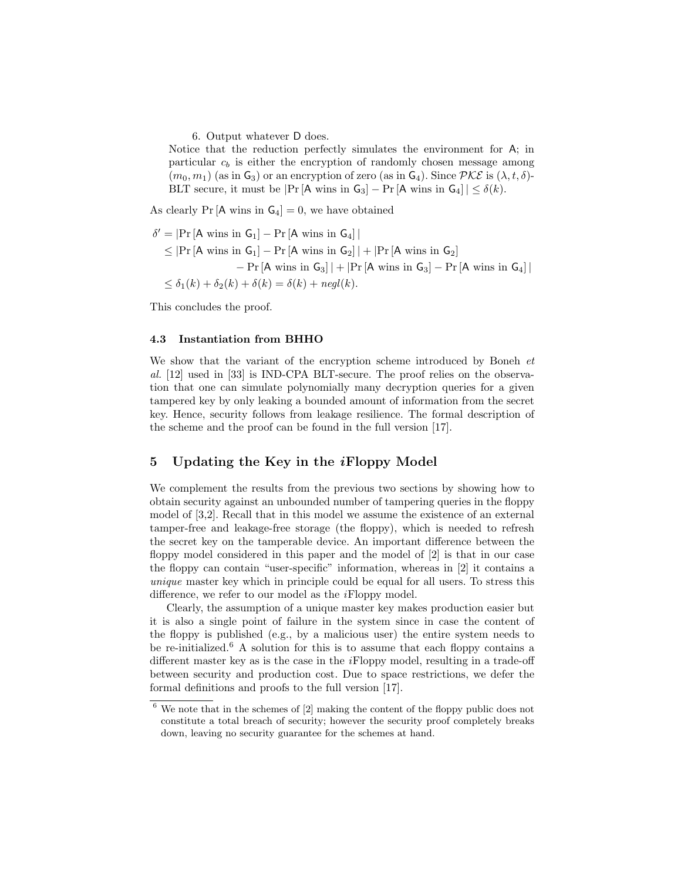6. Output whatever D does.

Notice that the reduction perfectly simulates the environment for A; in particular $c_b$ is either the encryption of randomly chosen message among $(m_0, m_1)$ (as in $\mathsf{G}_3$) or an encryption of zero (as in $\mathsf{G}_4$). Since $\mathcal{PKE}$ is $(\lambda, t, \delta)$-BLT secure, it must be $|\Pr[\mathsf{A} \text{ wins in } \mathsf{G}_3] - \Pr[\mathsf{A} \text{ wins in } \mathsf{G}_4]| \leq \delta(k)$.

As clearly $\Pr[\mathsf{A} \text{ wins in } \mathsf{G}_4] = 0$, we have obtained

$$
\begin{aligned}
\delta' &= |\Pr[\mathsf{A} \text{ wins in } \mathsf{G}_1] - \Pr[\mathsf{A} \text{ wins in } \mathsf{G}_4]| \\
&\leq |\Pr[\mathsf{A} \text{ wins in } \mathsf{G}_1] - \Pr[\mathsf{A} \text{ wins in } \mathsf{G}_2]| + |\Pr[\mathsf{A} \text{ wins in } \mathsf{G}_2] \\
&\qquad - \Pr[\mathsf{A} \text{ wins in } \mathsf{G}_3]| + |\Pr[\mathsf{A} \text{ wins in } \mathsf{G}_3] - \Pr[\mathsf{A} \text{ wins in } \mathsf{G}_4]| \\
&\leq \delta_1(k) + \delta_2(k) + \delta(k) = \delta(k) + \mathit{negl}(k).
\end{aligned}
$$

This concludes the proof.

### 4.3 Instantiation from BHHO

We show that the variant of the encryption scheme introduced by Boneh *et al.* [12] used in [33] is IND-CPA BLT-secure. The proof relies on the observation that one can simulate polynomially many decryption queries for a given tampered key by only leaking a bounded amount of information from the secret key. Hence, security follows from leakage resilience. The formal description of the scheme and the proof can be found in the full version [17].

## 5 Updating the Key in the *i*Floppy Model

We complement the results from the previous two sections by showing how to obtain security against an unbounded number of tampering queries in the floppy model of [3,2]. Recall that in this model we assume the existence of an external tamper-free and leakage-free storage (the floppy), which is needed to refresh the secret key on the tamperable device. An important difference between the floppy model considered in this paper and the model of [2] is that in our case the floppy can contain "user-specific" information, whereas in [2] it contains a *unique* master key which in principle could be equal for all users. To stress this difference, we refer to our model as the *i*Floppy model.

Clearly, the assumption of a unique master key makes production easier but it is also a single point of failure in the system since in case the content of the floppy is published (e.g., by a malicious user) the entire system needs to be re-initialized.[6] A solution for this is to assume that each floppy contains a different master key as is the case in the *i*Floppy model, resulting in a trade-off between security and production cost. Due to space restrictions, we defer the formal definitions and proofs to the full version [17].

[6] We note that in the schemes of [2] making the content of the floppy public does not constitute a total breach of security; however the security proof completely breaks down, leaving no security guarantee for the schemes at hand.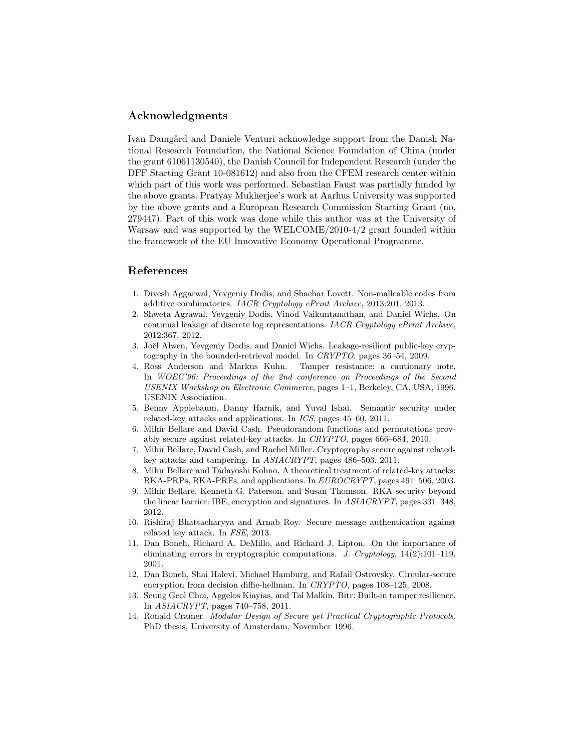## Acknowledgments

Ivan Damgård and Daniele Venturi acknowledge support from the Danish National Research Foundation, the National Science Foundation of China (under the grant 61061130540), the Danish Council for Independent Research (under the DFF Starting Grant 10-081612) and also from the CFEM research center within which part of this work was performed. Sebastian Faust was partially funded by the above grants. Pratyay Mukherjee's work at Aarhus University was supported by the above grants and a European Research Commission Starting Grant (no. 279447). Part of this work was done while this author was at the University of Warsaw and was supported by the WELCOME/2010-4/2 grant founded within the framework of the EU Innovative Economy Operational Programme.

## References

1. Divesh Aggarwal, Yevgeniy Dodis, and Shachar Lovett. Non-malleable codes from additive combinatorics. *IACR Cryptology ePrint Archive*, 2013:201, 2013.
2. Shweta Agrawal, Yevgeniy Dodis, Vinod Vaikuntanathan, and Daniel Wichs. On continual leakage of discrete log representations. *IACR Cryptology ePrint Archive*, 2012:367, 2012.
3. Joël Alwen, Yevgeniy Dodis, and Daniel Wichs. Leakage-resilient public-key cryptography in the bounded-retrieval model. In *CRYPTO*, pages 36–54, 2009.
4. Ross Anderson and Markus Kuhn. Tamper resistance: a cautionary note. In *WOEC'96: Proceedings of the 2nd conference on Proceedings of the Second USENIX Workshop on Electronic Commerce*, pages 1–1, Berkeley, CA, USA, 1996. USENIX Association.
5. Benny Applebaum, Danny Harnik, and Yuval Ishai. Semantic security under related-key attacks and applications. In *ICS*, pages 45–60, 2011.
6. Mihir Bellare and David Cash. Pseudorandom functions and permutations provably secure against related-key attacks. In *CRYPTO*, pages 666–684, 2010.
7. Mihir Bellare, David Cash, and Rachel Miller. Cryptography secure against related-key attacks and tampering. In *ASIACRYPT*, pages 486–503, 2011.
8. Mihir Bellare and Tadayoshi Kohno. A theoretical treatment of related-key attacks: RKA-PRPs, RKA-PRFs, and applications. In *EUROCRYPT*, pages 491–506, 2003.
9. Mihir Bellare, Kenneth G. Paterson, and Susan Thomson. RKA security beyond the linear barrier: IBE, encryption and signatures. In *ASIACRYPT*, pages 331–348, 2012.
10. Rishiraj Bhattacharyya and Arnab Roy. Secure message authentication against related key attack. In *FSE*, 2013.
11. Dan Boneh, Richard A. DeMillo, and Richard J. Lipton. On the importance of eliminating errors in cryptographic computations. *J. Cryptology*, 14(2):101–119, 2001.
12. Dan Boneh, Shai Halevi, Michael Hamburg, and Rafail Ostrovsky. Circular-secure encryption from decision diffie-hellman. In *CRYPTO*, pages 108–125, 2008.
13. Seung Geol Choi, Aggelos Kiayias, and Tal Malkin. Bitr: Built-in tamper resilience. In *ASIACRYPT*, pages 740–758, 2011.
14. Ronald Cramer. *Modular Design of Secure yet Practical Cryptographic Protocols.* PhD thesis, University of Amsterdam, November 1996.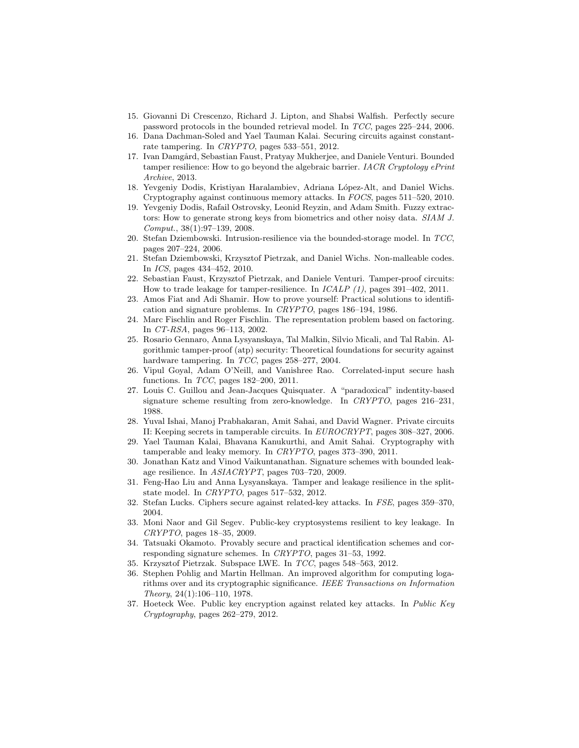15. Giovanni Di Crescenzo, Richard J. Lipton, and Shabsi Walfish. Perfectly secure password protocols in the bounded retrieval model. In *TCC*, pages 225–244, 2006.
16. Dana Dachman-Soled and Yael Tauman Kalai. Securing circuits against constant-rate tampering. In *CRYPTO*, pages 533–551, 2012.
17. Ivan Damgård, Sebastian Faust, Pratyay Mukherjee, and Daniele Venturi. Bounded tamper resilience: How to go beyond the algebraic barrier. *IACR Cryptology ePrint Archive*, 2013.
18. Yevgeniy Dodis, Kristiyan Haralambiev, Adriana López-Alt, and Daniel Wichs. Cryptography against continuous memory attacks. In *FOCS*, pages 511–520, 2010.
19. Yevgeniy Dodis, Rafail Ostrovsky, Leonid Reyzin, and Adam Smith. Fuzzy extractors: How to generate strong keys from biometrics and other noisy data. *SIAM J. Comput.*, 38(1):97–139, 2008.
20. Stefan Dziembowski. Intrusion-resilience via the bounded-storage model. In *TCC*, pages 207–224, 2006.
21. Stefan Dziembowski, Krzysztof Pietrzak, and Daniel Wichs. Non-malleable codes. In *ICS*, pages 434–452, 2010.
22. Sebastian Faust, Krzysztof Pietrzak, and Daniele Venturi. Tamper-proof circuits: How to trade leakage for tamper-resilience. In *ICALP (1)*, pages 391–402, 2011.
23. Amos Fiat and Adi Shamir. How to prove yourself: Practical solutions to identification and signature problems. In *CRYPTO*, pages 186–194, 1986.
24. Marc Fischlin and Roger Fischlin. The representation problem based on factoring. In *CT-RSA*, pages 96–113, 2002.
25. Rosario Gennaro, Anna Lysyanskaya, Tal Malkin, Silvio Micali, and Tal Rabin. Algorithmic tamper-proof (atp) security: Theoretical foundations for security against hardware tampering. In *TCC*, pages 258–277, 2004.
26. Vipul Goyal, Adam O'Neill, and Vanishree Rao. Correlated-input secure hash functions. In *TCC*, pages 182–200, 2011.
27. Louis C. Guillou and Jean-Jacques Quisquater. A "paradoxical" indentity-based signature scheme resulting from zero-knowledge. In *CRYPTO*, pages 216–231, 1988.
28. Yuval Ishai, Manoj Prabhakaran, Amit Sahai, and David Wagner. Private circuits II: Keeping secrets in tamperable circuits. In *EUROCRYPT*, pages 308–327, 2006.
29. Yael Tauman Kalai, Bhavana Kanukurthi, and Amit Sahai. Cryptography with tamperable and leaky memory. In *CRYPTO*, pages 373–390, 2011.
30. Jonathan Katz and Vinod Vaikuntanathan. Signature schemes with bounded leakage resilience. In *ASIACRYPT*, pages 703–720, 2009.
31. Feng-Hao Liu and Anna Lysyanskaya. Tamper and leakage resilience in the split-state model. In *CRYPTO*, pages 517–532, 2012.
32. Stefan Lucks. Ciphers secure against related-key attacks. In *FSE*, pages 359–370, 2004.
33. Moni Naor and Gil Segev. Public-key cryptosystems resilient to key leakage. In *CRYPTO*, pages 18–35, 2009.
34. Tatsuaki Okamoto. Provably secure and practical identification schemes and corresponding signature schemes. In *CRYPTO*, pages 31–53, 1992.
35. Krzysztof Pietrzak. Subspace LWE. In *TCC*, pages 548–563, 2012.
36. Stephen Pohlig and Martin Hellman. An improved algorithm for computing logarithms over and its cryptographic significance. *IEEE Transactions on Information Theory*, 24(1):106–110, 1978.
37. Hoeteck Wee. Public key encryption against related key attacks. In *Public Key Cryptography*, pages 262–279, 2012.